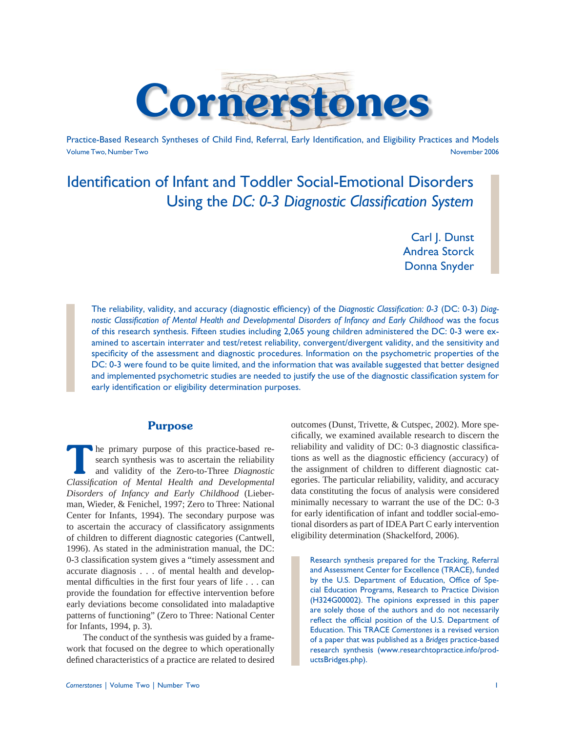# Cornerstones

Practice-Based Research Syntheses of Child Find, Referral, Early Identification, and Eligibility Practices and Models

Volume Two, Number Two — November 2006

## Identification of Infant and Toddler Social-Emotional Disorders Using the *DC: 0-3 Diagnostic Classification System*

Carl J. Dunst
Andrea Storck
Donna Snyder

The reliability, validity, and accuracy (diagnostic efficiency) of the *Diagnostic Classification: 0-3* (DC: 0-3) *Diagnostic Classification of Mental Health and Developmental Disorders of Infancy and Early Childhood* was the focus of this research synthesis. Fifteen studies including 2,065 young children administered the DC: 0-3 were examined to ascertain interrater and test/retest reliability, convergent/divergent validity, and the sensitivity and specificity of the assessment and diagnostic procedures. Information on the psychometric properties of the DC: 0-3 were found to be quite limited, and the information that was available suggested that better designed and implemented psychometric studies are needed to justify the use of the diagnostic classification system for early identification or eligibility determination purposes.

### Purpose

The primary purpose of this practice-based research synthesis was to ascertain the reliability and validity of the Zero-to-Three *Diagnostic Classification of Mental Health and Developmental Disorders of Infancy and Early Childhood* (Lieberman, Wieder, & Fenichel, 1997; Zero to Three: National Center for Infants, 1994). The secondary purpose was to ascertain the accuracy of classificatory assignments of children to different diagnostic categories (Cantwell, 1996). As stated in the administration manual, the DC: 0-3 classification system gives a "timely assessment and accurate diagnosis . . . of mental health and developmental difficulties in the first four years of life . . . can provide the foundation for effective intervention before early deviations become consolidated into maladaptive patterns of functioning" (Zero to Three: National Center for Infants, 1994, p. 3).

The conduct of the synthesis was guided by a framework that focused on the degree to which operationally defined characteristics of a practice are related to desired outcomes (Dunst, Trivette, & Cutspec, 2002). More specifically, we examined available research to discern the reliability and validity of DC: 0-3 diagnostic classifications as well as the diagnostic efficiency (accuracy) of the assignment of children to different diagnostic categories. The particular reliability, validity, and accuracy data constituting the focus of analysis were considered minimally necessary to warrant the use of the DC: 0-3 for early identification of infant and toddler social-emotional disorders as part of IDEA Part C early intervention eligibility determination (Shackelford, 2006).

Research synthesis prepared for the Tracking, Referral and Assessment Center for Excellence (TRACE), funded by the U.S. Department of Education, Office of Special Education Programs, Research to Practice Division (H324G00002). The opinions expressed in this paper are solely those of the authors and do not necessarily reflect the official position of the U.S. Department of Education. This TRACE *Cornerstones* is a revised version of a paper that was published as a *Bridges* practice-based research synthesis (www.researchtopractice.info/productsBridges.php).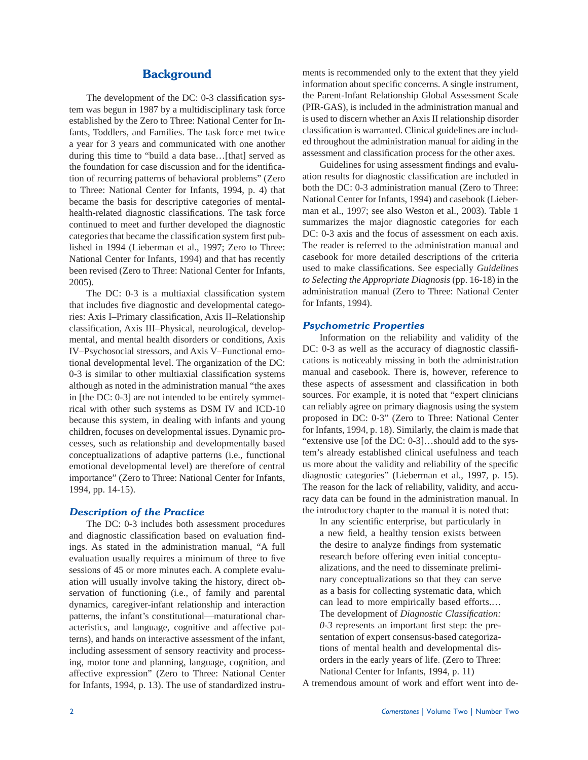## Background

The development of the DC: 0-3 classification system was begun in 1987 by a multidisciplinary task force established by the Zero to Three: National Center for Infants, Toddlers, and Families. The task force met twice a year for 3 years and communicated with one another during this time to "build a data base…[that] served as the foundation for case discussion and for the identification of recurring patterns of behavioral problems" (Zero to Three: National Center for Infants, 1994, p. 4) that became the basis for descriptive categories of mental-health-related diagnostic classifications. The task force continued to meet and further developed the diagnostic categories that became the classification system first published in 1994 (Lieberman et al., 1997; Zero to Three: National Center for Infants, 1994) and that has recently been revised (Zero to Three: National Center for Infants, 2005).

The DC: 0-3 is a multiaxial classification system that includes five diagnostic and developmental categories: Axis I–Primary classification, Axis II–Relationship classification, Axis III–Physical, neurological, developmental, and mental health disorders or conditions, Axis IV–Psychosocial stressors, and Axis V–Functional emotional developmental level. The organization of the DC: 0-3 is similar to other multiaxial classification systems although as noted in the administration manual "the axes in [the DC: 0-3] are not intended to be entirely symmetrical with other such systems as DSM IV and ICD-10 because this system, in dealing with infants and young children, focuses on developmental issues. Dynamic processes, such as relationship and developmentally based conceptualizations of adaptive patterns (i.e., functional emotional developmental level) are therefore of central importance" (Zero to Three: National Center for Infants, 1994, pp. 14-15).

### *Description of the Practice*

The DC: 0-3 includes both assessment procedures and diagnostic classification based on evaluation findings. As stated in the administration manual, "A full evaluation usually requires a minimum of three to five sessions of 45 or more minutes each. A complete evaluation will usually involve taking the history, direct observation of functioning (i.e., of family and parental dynamics, caregiver-infant relationship and interaction patterns, the infant's constitutional—maturational characteristics, and language, cognitive and affective patterns), and hands on interactive assessment of the infant, including assessment of sensory reactivity and processing, motor tone and planning, language, cognition, and affective expression" (Zero to Three: National Center for Infants, 1994, p. 13). The use of standardized instruments is recommended only to the extent that they yield information about specific concerns. A single instrument, the Parent-Infant Relationship Global Assessment Scale (PIR-GAS), is included in the administration manual and is used to discern whether an Axis II relationship disorder classification is warranted. Clinical guidelines are included throughout the administration manual for aiding in the assessment and classification process for the other axes.

Guidelines for using assessment findings and evaluation results for diagnostic classification are included in both the DC: 0-3 administration manual (Zero to Three: National Center for Infants, 1994) and casebook (Lieberman et al., 1997; see also Weston et al., 2003). Table 1 summarizes the major diagnostic categories for each DC: 0-3 axis and the focus of assessment on each axis. The reader is referred to the administration manual and casebook for more detailed descriptions of the criteria used to make classifications. See especially *Guidelines to Selecting the Appropriate Diagnosis* (pp. 16-18) in the administration manual (Zero to Three: National Center for Infants, 1994).

### *Psychometric Properties*

Information on the reliability and validity of the DC: 0-3 as well as the accuracy of diagnostic classifications is noticeably missing in both the administration manual and casebook. There is, however, reference to these aspects of assessment and classification in both sources. For example, it is noted that "expert clinicians can reliably agree on primary diagnosis using the system proposed in DC: 0-3" (Zero to Three: National Center for Infants, 1994, p. 18). Similarly, the claim is made that "extensive use [of the DC: 0-3]…should add to the system's already established clinical usefulness and teach us more about the validity and reliability of the specific diagnostic categories" (Lieberman et al., 1997, p. 15). The reason for the lack of reliability, validity, and accuracy data can be found in the administration manual. In the introductory chapter to the manual it is noted that:

> In any scientific enterprise, but particularly in a new field, a healthy tension exists between the desire to analyze findings from systematic research before offering even initial conceptualizations, and the need to disseminate preliminary conceptualizations so that they can serve as a basis for collecting systematic data, which can lead to more empirically based efforts.… The development of *Diagnostic Classification: 0-3* represents an important first step: the presentation of expert consensus-based categorizations of mental health and developmental disorders in the early years of life. (Zero to Three: National Center for Infants, 1994, p. 11)

A tremendous amount of work and effort went into de-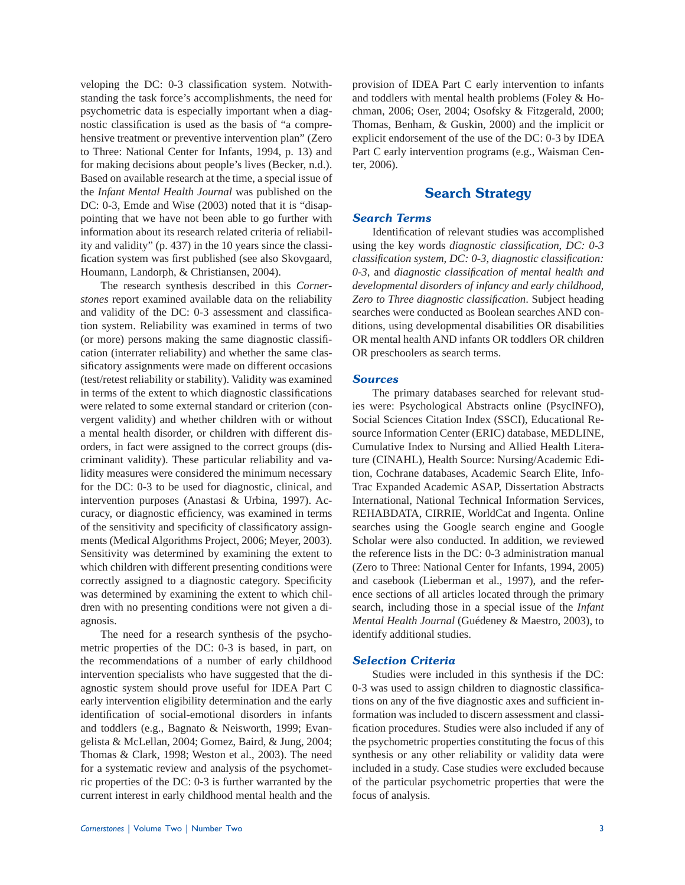veloping the DC: 0-3 classification system. Notwithstanding the task force's accomplishments, the need for psychometric data is especially important when a diagnostic classification is used as the basis of "a comprehensive treatment or preventive intervention plan" (Zero to Three: National Center for Infants, 1994, p. 13) and for making decisions about people's lives (Becker, n.d.). Based on available research at the time, a special issue of the *Infant Mental Health Journal* was published on the DC: 0-3, Emde and Wise (2003) noted that it is "disappointing that we have not been able to go further with information about its research related criteria of reliability and validity" (p. 437) in the 10 years since the classification system was first published (see also Skovgaard, Houmann, Landorph, & Christiansen, 2004).

The research synthesis described in this *Cornerstones* report examined available data on the reliability and validity of the DC: 0-3 assessment and classification system. Reliability was examined in terms of two (or more) persons making the same diagnostic classification (interrater reliability) and whether the same classificatory assignments were made on different occasions (test/retest reliability or stability). Validity was examined in terms of the extent to which diagnostic classifications were related to some external standard or criterion (convergent validity) and whether children with or without a mental health disorder, or children with different disorders, in fact were assigned to the correct groups (discriminant validity). These particular reliability and validity measures were considered the minimum necessary for the DC: 0-3 to be used for diagnostic, clinical, and intervention purposes (Anastasi & Urbina, 1997). Accuracy, or diagnostic efficiency, was examined in terms of the sensitivity and specificity of classificatory assignments (Medical Algorithms Project, 2006; Meyer, 2003). Sensitivity was determined by examining the extent to which children with different presenting conditions were correctly assigned to a diagnostic category. Specificity was determined by examining the extent to which children with no presenting conditions were not given a diagnosis.

The need for a research synthesis of the psychometric properties of the DC: 0-3 is based, in part, on the recommendations of a number of early childhood intervention specialists who have suggested that the diagnostic system should prove useful for IDEA Part C early intervention eligibility determination and the early identification of social-emotional disorders in infants and toddlers (e.g., Bagnato & Neisworth, 1999; Evangelista & McLellan, 2004; Gomez, Baird, & Jung, 2004; Thomas & Clark, 1998; Weston et al., 2003). The need for a systematic review and analysis of the psychometric properties of the DC: 0-3 is further warranted by the current interest in early childhood mental health and the provision of IDEA Part C early intervention to infants and toddlers with mental health problems (Foley & Hochman, 2006; Oser, 2004; Osofsky & Fitzgerald, 2000; Thomas, Benham, & Guskin, 2000) and the implicit or explicit endorsement of the use of the DC: 0-3 by IDEA Part C early intervention programs (e.g., Waisman Center, 2006).

## Search Strategy

### Search Terms

Identification of relevant studies was accomplished using the key words *diagnostic classification*, *DC: 0-3 classification system*, *DC: 0-3*, *diagnostic classification: 0-3*, and *diagnostic classification of mental health and developmental disorders of infancy and early childhood, Zero to Three diagnostic classification*. Subject heading searches were conducted as Boolean searches AND conditions, using developmental disabilities OR disabilities OR mental health AND infants OR toddlers OR children OR preschoolers as search terms.

### Sources

The primary databases searched for relevant studies were: Psychological Abstracts online (PsycINFO), Social Sciences Citation Index (SSCI), Educational Resource Information Center (ERIC) database, MEDLINE, Cumulative Index to Nursing and Allied Health Literature (CINAHL), Health Source: Nursing/Academic Edition, Cochrane databases, Academic Search Elite, InfoTrac Expanded Academic ASAP, Dissertation Abstracts International, National Technical Information Services, REHABDATA, CIRRIE, WorldCat and Ingenta. Online searches using the Google search engine and Google Scholar were also conducted. In addition, we reviewed the reference lists in the DC: 0-3 administration manual (Zero to Three: National Center for Infants, 1994, 2005) and casebook (Lieberman et al., 1997), and the reference sections of all articles located through the primary search, including those in a special issue of the *Infant Mental Health Journal* (Guédeney & Maestro, 2003), to identify additional studies.

### Selection Criteria

Studies were included in this synthesis if the DC: 0-3 was used to assign children to diagnostic classifications on any of the five diagnostic axes and sufficient information was included to discern assessment and classification procedures. Studies were also included if any of the psychometric properties constituting the focus of this synthesis or any other reliability or validity data were included in a study. Case studies were excluded because of the particular psychometric properties that were the focus of analysis.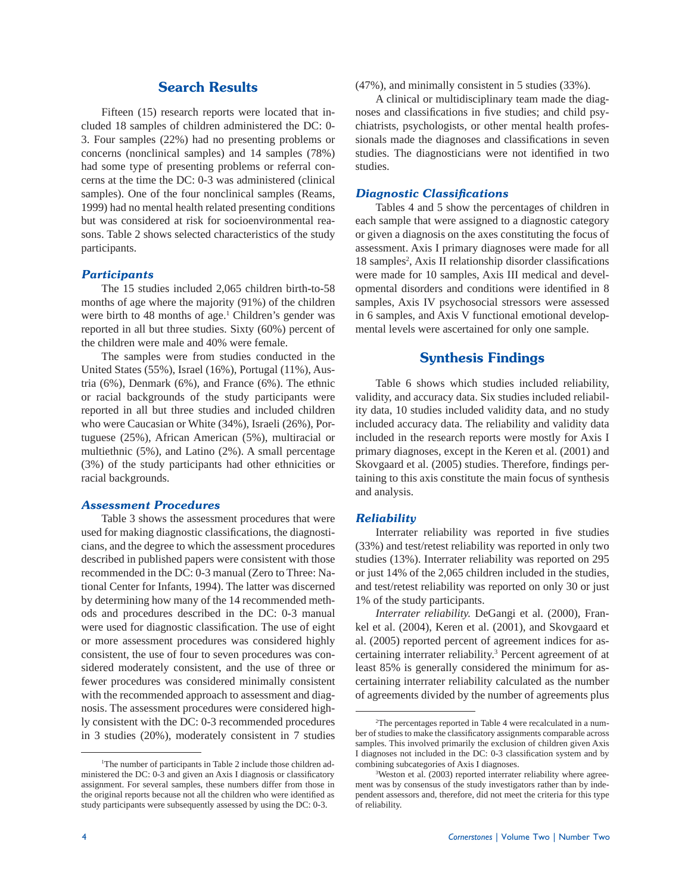## Search Results

Fifteen (15) research reports were located that included 18 samples of children administered the DC: 0-3. Four samples (22%) had no presenting problems or concerns (nonclinical samples) and 14 samples (78%) had some type of presenting problems or referral concerns at the time the DC: 0-3 was administered (clinical samples). One of the four nonclinical samples (Reams, 1999) had no mental health related presenting conditions but was considered at risk for socioenvironmental reasons. Table 2 shows selected characteristics of the study participants.

### *Participants*

The 15 studies included 2,065 children birth-to-58 months of age where the majority (91%) of the children were birth to 48 months of age.[1] Children's gender was reported in all but three studies. Sixty (60%) percent of the children were male and 40% were female.

The samples were from studies conducted in the United States (55%), Israel (16%), Portugal (11%), Austria (6%), Denmark (6%), and France (6%). The ethnic or racial backgrounds of the study participants were reported in all but three studies and included children who were Caucasian or White (34%), Israeli (26%), Portuguese (25%), African American (5%), multiracial or multiethnic (5%), and Latino (2%). A small percentage (3%) of the study participants had other ethnicities or racial backgrounds.

### *Assessment Procedures*

Table 3 shows the assessment procedures that were used for making diagnostic classifications, the diagnosticians, and the degree to which the assessment procedures described in published papers were consistent with those recommended in the DC: 0-3 manual (Zero to Three: National Center for Infants, 1994). The latter was discerned by determining how many of the 14 recommended methods and procedures described in the DC: 0-3 manual were used for diagnostic classification. The use of eight or more assessment procedures was considered highly consistent, the use of four to seven procedures was considered moderately consistent, and the use of three or fewer procedures was considered minimally consistent with the recommended approach to assessment and diagnosis. The assessment procedures were considered highly consistent with the DC: 0-3 recommended procedures in 3 studies (20%), moderately consistent in 7 studies (47%), and minimally consistent in 5 studies (33%).

A clinical or multidisciplinary team made the diagnoses and classifications in five studies; and child psychiatrists, psychologists, or other mental health professionals made the diagnoses and classifications in seven studies. The diagnosticians were not identified in two studies.

### *Diagnostic Classifications*

Tables 4 and 5 show the percentages of children in each sample that were assigned to a diagnostic category or given a diagnosis on the axes constituting the focus of assessment. Axis I primary diagnoses were made for all 18 samples[2], Axis II relationship disorder classifications were made for 10 samples, Axis III medical and developmental disorders and conditions were identified in 8 samples, Axis IV psychosocial stressors were assessed in 6 samples, and Axis V functional emotional developmental levels were ascertained for only one sample.

## Synthesis Findings

Table 6 shows which studies included reliability, validity, and accuracy data. Six studies included reliability data, 10 studies included validity data, and no study included accuracy data. The reliability and validity data included in the research reports were mostly for Axis I primary diagnoses, except in the Keren et al. (2001) and Skovgaard et al. (2005) studies. Therefore, findings pertaining to this axis constitute the main focus of synthesis and analysis.

### *Reliability*

Interrater reliability was reported in five studies (33%) and test/retest reliability was reported in only two studies (13%). Interrater reliability was reported on 295 or just 14% of the 2,065 children included in the studies, and test/retest reliability was reported on only 30 or just 1% of the study participants.

*Interrater reliability.* DeGangi et al. (2000), Frankel et al. (2004), Keren et al. (2001), and Skovgaard et al. (2005) reported percent of agreement indices for ascertaining interrater reliability.[3] Percent agreement of at least 85% is generally considered the minimum for ascertaining interrater reliability calculated as the number of agreements divided by the number of agreements plus

---

[1] The number of participants in Table 2 include those children administered the DC: 0-3 and given an Axis I diagnosis or classificatory assignment. For several samples, these numbers differ from those in the original reports because not all the children who were identified as study participants were subsequently assessed by using the DC: 0-3.

[2] The percentages reported in Table 4 were recalculated in a number of studies to make the classificatory assignments comparable across samples. This involved primarily the exclusion of children given Axis I diagnoses not included in the DC: 0-3 classification system and by combining subcategories of Axis I diagnoses.

[3] Weston et al. (2003) reported interrater reliability where agreement was by consensus of the study investigators rather than by independent assessors and, therefore, did not meet the criteria for this type of reliability.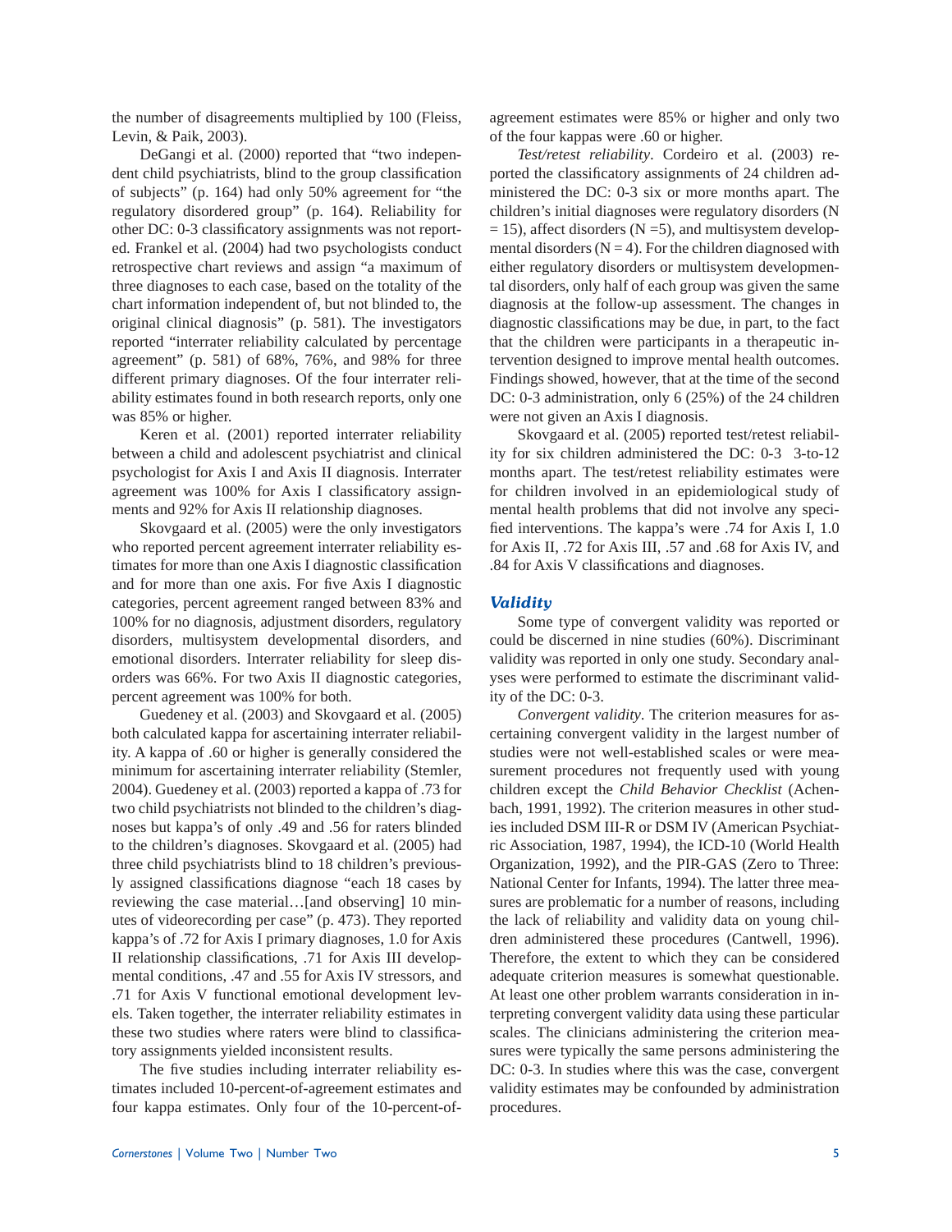the number of disagreements multiplied by 100 (Fleiss, Levin, & Paik, 2003).

DeGangi et al. (2000) reported that "two independent child psychiatrists, blind to the group classification of subjects" (p. 164) had only 50% agreement for "the regulatory disordered group" (p. 164). Reliability for other DC: 0-3 classificatory assignments was not reported. Frankel et al. (2004) had two psychologists conduct retrospective chart reviews and assign "a maximum of three diagnoses to each case, based on the totality of the chart information independent of, but not blinded to, the original clinical diagnosis" (p. 581). The investigators reported "interrater reliability calculated by percentage agreement" (p. 581) of 68%, 76%, and 98% for three different primary diagnoses. Of the four interrater reliability estimates found in both research reports, only one was 85% or higher.

Keren et al. (2001) reported interrater reliability between a child and adolescent psychiatrist and clinical psychologist for Axis I and Axis II diagnosis. Interrater agreement was 100% for Axis I classificatory assignments and 92% for Axis II relationship diagnoses.

Skovgaard et al. (2005) were the only investigators who reported percent agreement interrater reliability estimates for more than one Axis I diagnostic classification and for more than one axis. For five Axis I diagnostic categories, percent agreement ranged between 83% and 100% for no diagnosis, adjustment disorders, regulatory disorders, multisystem developmental disorders, and emotional disorders. Interrater reliability for sleep disorders was 66%. For two Axis II diagnostic categories, percent agreement was 100% for both.

Guedeney et al. (2003) and Skovgaard et al. (2005) both calculated kappa for ascertaining interrater reliability. A kappa of .60 or higher is generally considered the minimum for ascertaining interrater reliability (Stemler, 2004). Guedeney et al. (2003) reported a kappa of .73 for two child psychiatrists not blinded to the children's diagnoses but kappa's of only .49 and .56 for raters blinded to the children's diagnoses. Skovgaard et al. (2005) had three child psychiatrists blind to 18 children's previously assigned classifications diagnose "each 18 cases by reviewing the case material…[and observing] 10 minutes of videorecording per case" (p. 473). They reported kappa's of .72 for Axis I primary diagnoses, 1.0 for Axis II relationship classifications, .71 for Axis III developmental conditions, .47 and .55 for Axis IV stressors, and .71 for Axis V functional emotional development levels. Taken together, the interrater reliability estimates in these two studies where raters were blind to classificatory assignments yielded inconsistent results.

The five studies including interrater reliability estimates included 10-percent-of-agreement estimates and four kappa estimates. Only four of the 10-percent-of-agreement estimates were 85% or higher and only two of the four kappas were .60 or higher.

*Test/retest reliability*. Cordeiro et al. (2003) reported the classificatory assignments of 24 children administered the DC: 0-3 six or more months apart. The children's initial diagnoses were regulatory disorders (N = 15), affect disorders (N =5), and multisystem developmental disorders (N = 4). For the children diagnosed with either regulatory disorders or multisystem developmental disorders, only half of each group was given the same diagnosis at the follow-up assessment. The changes in diagnostic classifications may be due, in part, to the fact that the children were participants in a therapeutic intervention designed to improve mental health outcomes. Findings showed, however, that at the time of the second DC: 0-3 administration, only 6 (25%) of the 24 children were not given an Axis I diagnosis.

Skovgaard et al. (2005) reported test/retest reliability for six children administered the DC: 0-3 3-to-12 months apart. The test/retest reliability estimates were for children involved in an epidemiological study of mental health problems that did not involve any specified interventions. The kappa's were .74 for Axis I, 1.0 for Axis II, .72 for Axis III, .57 and .68 for Axis IV, and .84 for Axis V classifications and diagnoses.

### *Validity*

Some type of convergent validity was reported or could be discerned in nine studies (60%). Discriminant validity was reported in only one study. Secondary analyses were performed to estimate the discriminant validity of the DC: 0-3.

*Convergent validity*. The criterion measures for ascertaining convergent validity in the largest number of studies were not well-established scales or were measurement procedures not frequently used with young children except the *Child Behavior Checklist* (Achenbach, 1991, 1992). The criterion measures in other studies included DSM III-R or DSM IV (American Psychiatric Association, 1987, 1994), the ICD-10 (World Health Organization, 1992), and the PIR-GAS (Zero to Three: National Center for Infants, 1994). The latter three measures are problematic for a number of reasons, including the lack of reliability and validity data on young children administered these procedures (Cantwell, 1996). Therefore, the extent to which they can be considered adequate criterion measures is somewhat questionable. At least one other problem warrants consideration in interpreting convergent validity data using these particular scales. The clinicians administering the criterion measures were typically the same persons administering the DC: 0-3. In studies where this was the case, convergent validity estimates may be confounded by administration procedures.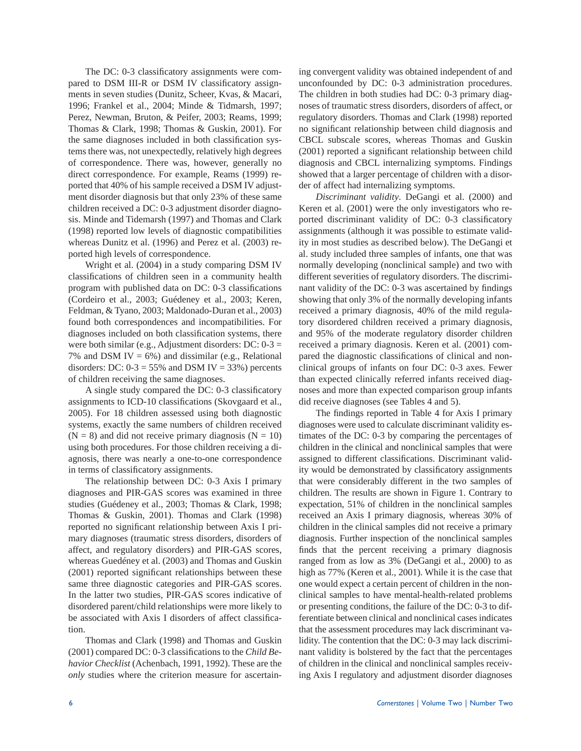The DC: 0-3 classificatory assignments were compared to DSM III-R or DSM IV classificatory assignments in seven studies (Dunitz, Scheer, Kvas, & Macari, 1996; Frankel et al., 2004; Minde & Tidmarsh, 1997; Perez, Newman, Bruton, & Peifer, 2003; Reams, 1999; Thomas & Clark, 1998; Thomas & Guskin, 2001). For the same diagnoses included in both classification systems there was, not unexpectedly, relatively high degrees of correspondence. There was, however, generally no direct correspondence. For example, Reams (1999) reported that 40% of his sample received a DSM IV adjustment disorder diagnosis but that only 23% of these same children received a DC: 0-3 adjustment disorder diagnosis. Minde and Tidemarsh (1997) and Thomas and Clark (1998) reported low levels of diagnostic compatibilities whereas Dunitz et al. (1996) and Perez et al. (2003) reported high levels of correspondence.

Wright et al. (2004) in a study comparing DSM IV classifications of children seen in a community health program with published data on DC: 0-3 classifications (Cordeiro et al., 2003; Guédeney et al., 2003; Keren, Feldman, & Tyano, 2003; Maldonado-Duran et al., 2003) found both correspondences and incompatibilities. For diagnoses included on both classification systems, there were both similar (e.g., Adjustment disorders: DC: 0-3 = 7% and DSM IV = 6%) and dissimilar (e.g., Relational disorders: DC: 0-3 = 55% and DSM IV = 33%) percents of children receiving the same diagnoses.

A single study compared the DC: 0-3 classificatory assignments to ICD-10 classifications (Skovgaard et al., 2005). For 18 children assessed using both diagnostic systems, exactly the same numbers of children received (N = 8) and did not receive primary diagnosis (N = 10) using both procedures. For those children receiving a diagnosis, there was nearly a one-to-one correspondence in terms of classificatory assignments.

The relationship between DC: 0-3 Axis I primary diagnoses and PIR-GAS scores was examined in three studies (Guédeney et al., 2003; Thomas & Clark, 1998; Thomas & Guskin, 2001). Thomas and Clark (1998) reported no significant relationship between Axis I primary diagnoses (traumatic stress disorders, disorders of affect, and regulatory disorders) and PIR-GAS scores, whereas Guedéney et al. (2003) and Thomas and Guskin (2001) reported significant relationships between these same three diagnostic categories and PIR-GAS scores. In the latter two studies, PIR-GAS scores indicative of disordered parent/child relationships were more likely to be associated with Axis I disorders of affect classification.

Thomas and Clark (1998) and Thomas and Guskin (2001) compared DC: 0-3 classifications to the *Child Behavior Checklist* (Achenbach, 1991, 1992). These are the *only* studies where the criterion measure for ascertaining convergent validity was obtained independent of and unconfounded by DC: 0-3 administration procedures. The children in both studies had DC: 0-3 primary diagnoses of traumatic stress disorders, disorders of affect, or regulatory disorders. Thomas and Clark (1998) reported no significant relationship between child diagnosis and CBCL subscale scores, whereas Thomas and Guskin (2001) reported a significant relationship between child diagnosis and CBCL internalizing symptoms. Findings showed that a larger percentage of children with a disorder of affect had internalizing symptoms.

*Discriminant validity*. DeGangi et al. (2000) and Keren et al. (2001) were the only investigators who reported discriminant validity of DC: 0-3 classificatory assignments (although it was possible to estimate validity in most studies as described below). The DeGangi et al. study included three samples of infants, one that was normally developing (nonclinical sample) and two with different severities of regulatory disorders. The discriminant validity of the DC: 0-3 was ascertained by findings showing that only 3% of the normally developing infants received a primary diagnosis, 40% of the mild regulatory disordered children received a primary diagnosis, and 95% of the moderate regulatory disorder children received a primary diagnosis. Keren et al. (2001) compared the diagnostic classifications of clinical and nonclinical groups of infants on four DC: 0-3 axes. Fewer than expected clinically referred infants received diagnoses and more than expected comparison group infants did receive diagnoses (see Tables 4 and 5).

The findings reported in Table 4 for Axis I primary diagnoses were used to calculate discriminant validity estimates of the DC: 0-3 by comparing the percentages of children in the clinical and nonclinical samples that were assigned to different classifications. Discriminant validity would be demonstrated by classificatory assignments that were considerably different in the two samples of children. The results are shown in Figure 1. Contrary to expectation, 51% of children in the nonclinical samples received an Axis I primary diagnosis, whereas 30% of children in the clinical samples did not receive a primary diagnosis. Further inspection of the nonclinical samples finds that the percent receiving a primary diagnosis ranged from as low as 3% (DeGangi et al., 2000) to as high as 77% (Keren et al., 2001). While it is the case that one would expect a certain percent of children in the nonclinical samples to have mental-health-related problems or presenting conditions, the failure of the DC: 0-3 to differentiate between clinical and nonclinical cases indicates that the assessment procedures may lack discriminant validity. The contention that the DC: 0-3 may lack discriminant validity is bolstered by the fact that the percentages of children in the clinical and nonclinical samples receiving Axis I regulatory and adjustment disorder diagnoses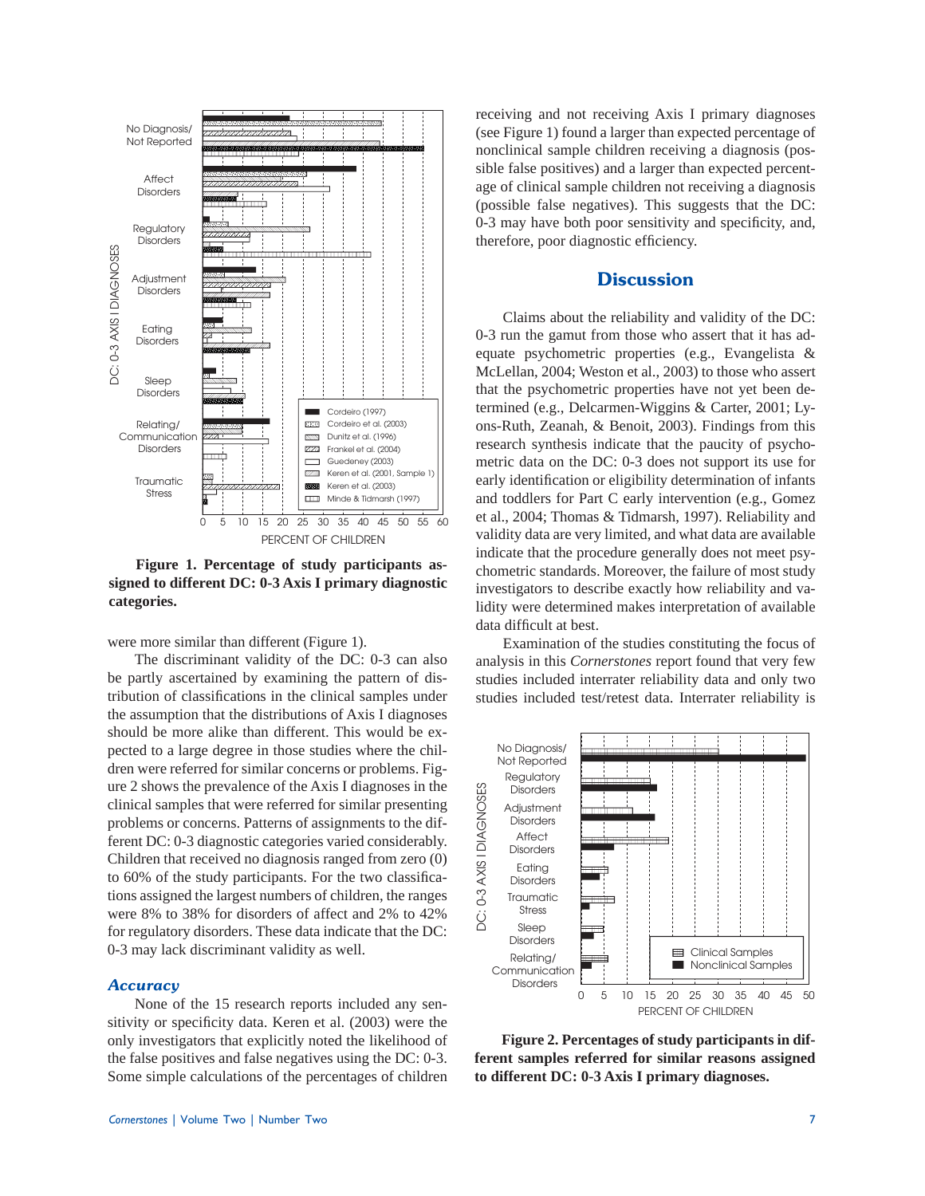**Figure 1. Percentage of study participants assigned to different DC: 0-3 Axis I primary diagnostic categories.**

were more similar than different (Figure 1).

The discriminant validity of the DC: 0-3 can also be partly ascertained by examining the pattern of distribution of classifications in the clinical samples under the assumption that the distributions of Axis I diagnoses should be more alike than different. This would be expected to a large degree in those studies where the children were referred for similar concerns or problems. Figure 2 shows the prevalence of the Axis I diagnoses in the clinical samples that were referred for similar presenting problems or concerns. Patterns of assignments to the different DC: 0-3 diagnostic categories varied considerably. Children that received no diagnosis ranged from zero (0) to 60% of the study participants. For the two classifications assigned the largest numbers of children, the ranges were 8% to 38% for disorders of affect and 2% to 42% for regulatory disorders. These data indicate that the DC: 0-3 may lack discriminant validity as well.

### *Accuracy*

None of the 15 research reports included any sensitivity or specificity data. Keren et al. (2003) were the only investigators that explicitly noted the likelihood of the false positives and false negatives using the DC: 0-3. Some simple calculations of the percentages of children receiving and not receiving Axis I primary diagnoses (see Figure 1) found a larger than expected percentage of nonclinical sample children receiving a diagnosis (possible false positives) and a larger than expected percentage of clinical sample children not receiving a diagnosis (possible false negatives). This suggests that the DC: 0-3 may have both poor sensitivity and specificity, and, therefore, poor diagnostic efficiency.

## Discussion

Claims about the reliability and validity of the DC: 0-3 run the gamut from those who assert that it has adequate psychometric properties (e.g., Evangelista & McLellan, 2004; Weston et al., 2003) to those who assert that the psychometric properties have not yet been determined (e.g., Delcarmen-Wiggins & Carter, 2001; Lyons-Ruth, Zeanah, & Benoit, 2003). Findings from this research synthesis indicate that the paucity of psychometric data on the DC: 0-3 does not support its use for early identification or eligibility determination of infants and toddlers for Part C early intervention (e.g., Gomez et al., 2004; Thomas & Tidmarsh, 1997). Reliability and validity data are very limited, and what data are available indicate that the procedure generally does not meet psychometric standards. Moreover, the failure of most study investigators to describe exactly how reliability and validity were determined makes interpretation of available data difficult at best.

Examination of the studies constituting the focus of analysis in this *Cornerstones* report found that very few studies included interrater reliability data and only two studies included test/retest data. Interrater reliability is

**Figure 2. Percentages of study participants in different samples referred for similar reasons assigned to different DC: 0-3 Axis I primary diagnoses.**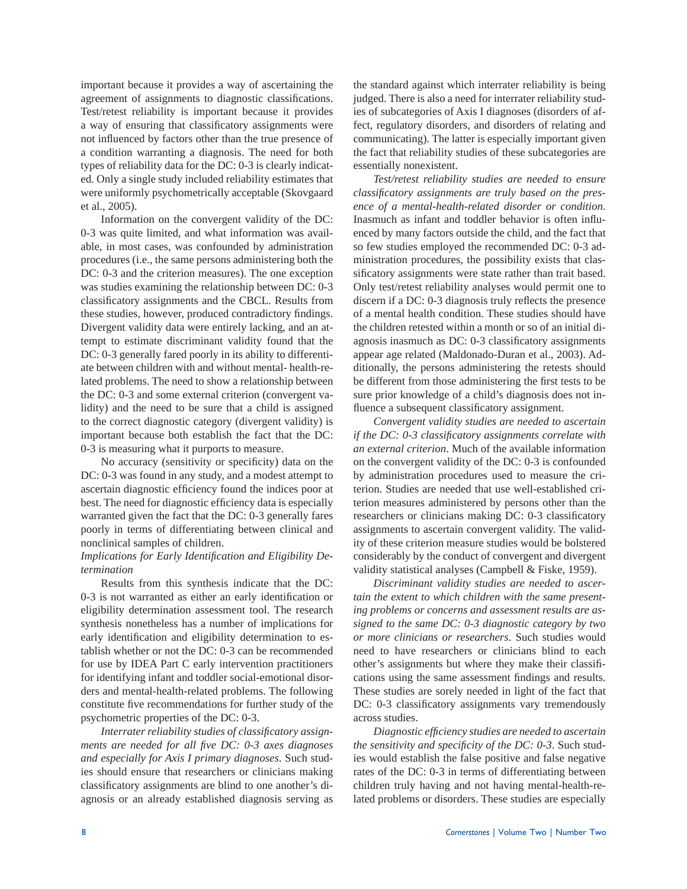important because it provides a way of ascertaining the agreement of assignments to diagnostic classifications. Test/retest reliability is important because it provides a way of ensuring that classificatory assignments were not influenced by factors other than the true presence of a condition warranting a diagnosis. The need for both types of reliability data for the DC: 0-3 is clearly indicated. Only a single study included reliability estimates that were uniformly psychometrically acceptable (Skovgaard et al., 2005).

Information on the convergent validity of the DC: 0-3 was quite limited, and what information was available, in most cases, was confounded by administration procedures (i.e., the same persons administering both the DC: 0-3 and the criterion measures). The one exception was studies examining the relationship between DC: 0-3 classificatory assignments and the CBCL. Results from these studies, however, produced contradictory findings. Divergent validity data were entirely lacking, and an attempt to estimate discriminant validity found that the DC: 0-3 generally fared poorly in its ability to differentiate between children with and without mental- health-related problems. The need to show a relationship between the DC: 0-3 and some external criterion (convergent validity) and the need to be sure that a child is assigned to the correct diagnostic category (divergent validity) is important because both establish the fact that the DC: 0-3 is measuring what it purports to measure.

No accuracy (sensitivity or specificity) data on the DC: 0-3 was found in any study, and a modest attempt to ascertain diagnostic efficiency found the indices poor at best. The need for diagnostic efficiency data is especially warranted given the fact that the DC: 0-3 generally fares poorly in terms of differentiating between clinical and nonclinical samples of children.

*Implications for Early Identification and Eligibility Determination*

Results from this synthesis indicate that the DC: 0-3 is not warranted as either an early identification or eligibility determination assessment tool. The research synthesis nonetheless has a number of implications for early identification and eligibility determination to establish whether or not the DC: 0-3 can be recommended for use by IDEA Part C early intervention practitioners for identifying infant and toddler social-emotional disorders and mental-health-related problems. The following constitute five recommendations for further study of the psychometric properties of the DC: 0-3.

*Interrater reliability studies of classificatory assignments are needed for all five DC: 0-3 axes diagnoses and especially for Axis I primary diagnoses*. Such studies should ensure that researchers or clinicians making classificatory assignments are blind to one another's diagnosis or an already established diagnosis serving as the standard against which interrater reliability is being judged. There is also a need for interrater reliability studies of subcategories of Axis I diagnoses (disorders of affect, regulatory disorders, and disorders of relating and communicating). The latter is especially important given the fact that reliability studies of these subcategories are essentially nonexistent.

*Test/retest reliability studies are needed to ensure classificatory assignments are truly based on the presence of a mental-health-related disorder or condition*. Inasmuch as infant and toddler behavior is often influenced by many factors outside the child, and the fact that so few studies employed the recommended DC: 0-3 administration procedures, the possibility exists that classificatory assignments were state rather than trait based. Only test/retest reliability analyses would permit one to discern if a DC: 0-3 diagnosis truly reflects the presence of a mental health condition. These studies should have the children retested within a month or so of an initial diagnosis inasmuch as DC: 0-3 classificatory assignments appear age related (Maldonado-Duran et al., 2003). Additionally, the persons administering the retests should be different from those administering the first tests to be sure prior knowledge of a child's diagnosis does not influence a subsequent classificatory assignment.

*Convergent validity studies are needed to ascertain if the DC: 0-3 classificatory assignments correlate with an external criterion*. Much of the available information on the convergent validity of the DC: 0-3 is confounded by administration procedures used to measure the criterion. Studies are needed that use well-established criterion measures administered by persons other than the researchers or clinicians making DC: 0-3 classificatory assignments to ascertain convergent validity. The validity of these criterion measure studies would be bolstered considerably by the conduct of convergent and divergent validity statistical analyses (Campbell & Fiske, 1959).

*Discriminant validity studies are needed to ascertain the extent to which children with the same presenting problems or concerns and assessment results are assigned to the same DC: 0-3 diagnostic category by two or more clinicians or researchers*. Such studies would need to have researchers or clinicians blind to each other's assignments but where they make their classifications using the same assessment findings and results. These studies are sorely needed in light of the fact that DC: 0-3 classificatory assignments vary tremendously across studies.

*Diagnostic efficiency studies are needed to ascertain the sensitivity and specificity of the DC: 0-3*. Such studies would establish the false positive and false negative rates of the DC: 0-3 in terms of differentiating between children truly having and not having mental-health-related problems or disorders. These studies are especially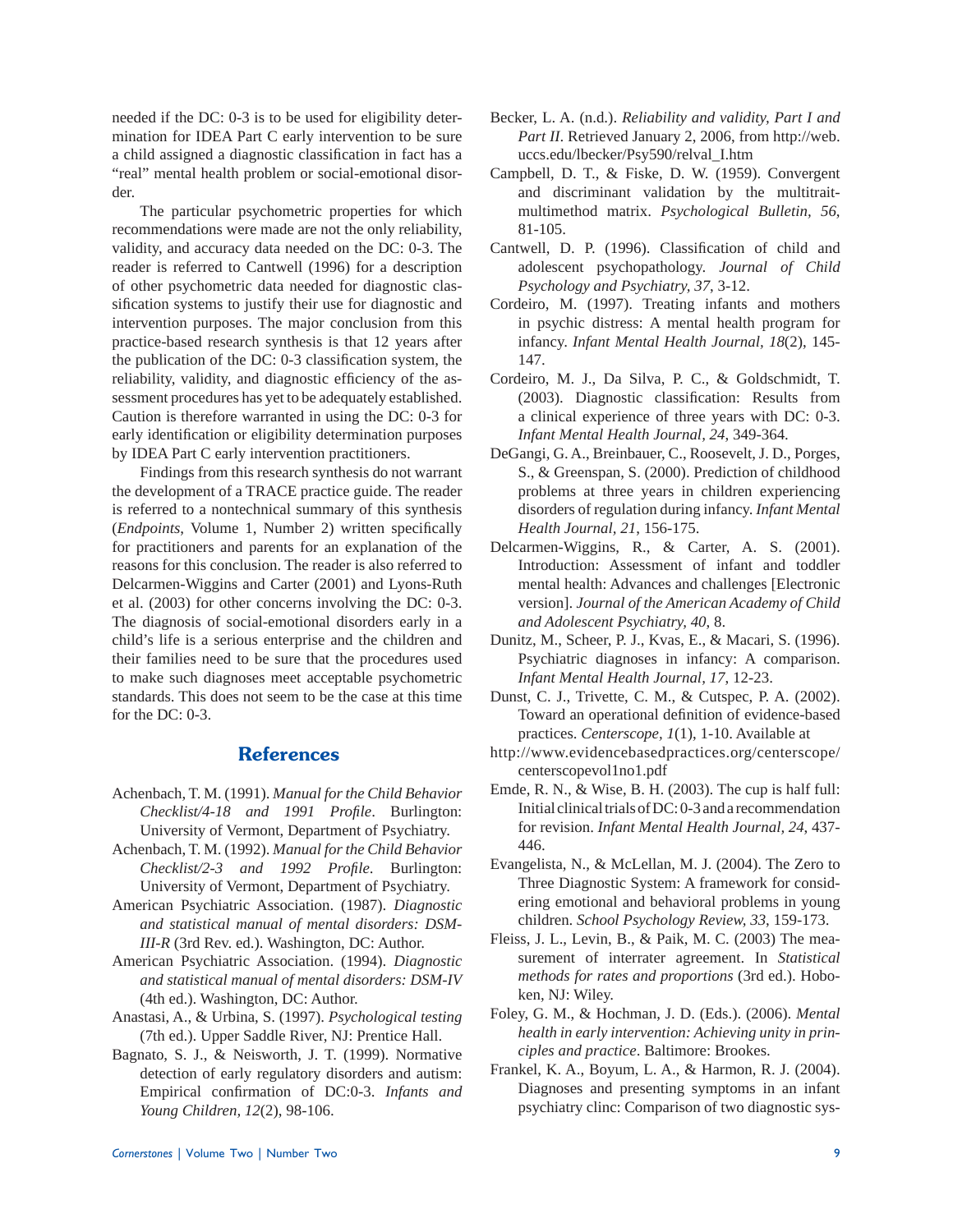needed if the DC: 0-3 is to be used for eligibility determination for IDEA Part C early intervention to be sure a child assigned a diagnostic classification in fact has a "real" mental health problem or social-emotional disorder.

The particular psychometric properties for which recommendations were made are not the only reliability, validity, and accuracy data needed on the DC: 0-3. The reader is referred to Cantwell (1996) for a description of other psychometric data needed for diagnostic classification systems to justify their use for diagnostic and intervention purposes. The major conclusion from this practice-based research synthesis is that 12 years after the publication of the DC: 0-3 classification system, the reliability, validity, and diagnostic efficiency of the assessment procedures has yet to be adequately established. Caution is therefore warranted in using the DC: 0-3 for early identification or eligibility determination purposes by IDEA Part C early intervention practitioners.

Findings from this research synthesis do not warrant the development of a TRACE practice guide. The reader is referred to a nontechnical summary of this synthesis (*Endpoints*, Volume 1, Number 2) written specifically for practitioners and parents for an explanation of the reasons for this conclusion. The reader is also referred to Delcarmen-Wiggins and Carter (2001) and Lyons-Ruth et al. (2003) for other concerns involving the DC: 0-3. The diagnosis of social-emotional disorders early in a child's life is a serious enterprise and the children and their families need to be sure that the procedures used to make such diagnoses meet acceptable psychometric standards. This does not seem to be the case at this time for the DC: 0-3.

## References

Achenbach, T. M. (1991). *Manual for the Child Behavior Checklist/4-18 and 1991 Profile*. Burlington: University of Vermont, Department of Psychiatry.

Achenbach, T. M. (1992). *Manual for the Child Behavior Checklist/2-3 and 1992 Profile*. Burlington: University of Vermont, Department of Psychiatry.

American Psychiatric Association. (1987). *Diagnostic and statistical manual of mental disorders: DSM-III-R* (3rd Rev. ed.). Washington, DC: Author.

American Psychiatric Association. (1994). *Diagnostic and statistical manual of mental disorders: DSM-IV* (4th ed.). Washington, DC: Author.

Anastasi, A., & Urbina, S. (1997). *Psychological testing* (7th ed.). Upper Saddle River, NJ: Prentice Hall.

Bagnato, S. J., & Neisworth, J. T. (1999). Normative detection of early regulatory disorders and autism: Empirical confirmation of DC:0-3. *Infants and Young Children, 12*(2), 98-106.

Becker, L. A. (n.d.). *Reliability and validity, Part I and Part II*. Retrieved January 2, 2006, from http://web.uccs.edu/lbecker/Psy590/relval_I.htm

Campbell, D. T., & Fiske, D. W. (1959). Convergent and discriminant validation by the multitrait-multimethod matrix. *Psychological Bulletin, 56*, 81-105.

Cantwell, D. P. (1996). Classification of child and adolescent psychopathology. *Journal of Child Psychology and Psychiatry, 37*, 3-12.

Cordeiro, M. (1997). Treating infants and mothers in psychic distress: A mental health program for infancy. *Infant Mental Health Journal, 18*(2), 145-147.

Cordeiro, M. J., Da Silva, P. C., & Goldschmidt, T. (2003). Diagnostic classification: Results from a clinical experience of three years with DC: 0-3. *Infant Mental Health Journal, 24*, 349-364.

DeGangi, G. A., Breinbauer, C., Roosevelt, J. D., Porges, S., & Greenspan, S. (2000). Prediction of childhood problems at three years in children experiencing disorders of regulation during infancy. *Infant Mental Health Journal, 21*, 156-175.

Delcarmen-Wiggins, R., & Carter, A. S. (2001). Introduction: Assessment of infant and toddler mental health: Advances and challenges [Electronic version]. *Journal of the American Academy of Child and Adolescent Psychiatry, 40*, 8.

Dunitz, M., Scheer, P. J., Kvas, E., & Macari, S. (1996). Psychiatric diagnoses in infancy: A comparison. *Infant Mental Health Journal, 17*, 12-23.

Dunst, C. J., Trivette, C. M., & Cutspec, P. A. (2002). Toward an operational definition of evidence-based practices. *Centerscope, 1*(1), 1-10. Available at http://www.evidencebasedpractices.org/centerscope/centerscopevol1no1.pdf

Emde, R. N., & Wise, B. H. (2003). The cup is half full: Initial clinical trials of DC: 0-3 and a recommendation for revision. *Infant Mental Health Journal, 24*, 437-446.

Evangelista, N., & McLellan, M. J. (2004). The Zero to Three Diagnostic System: A framework for considering emotional and behavioral problems in young children. *School Psychology Review, 33*, 159-173.

Fleiss, J. L., Levin, B., & Paik, M. C. (2003) The measurement of interrater agreement. In *Statistical methods for rates and proportions* (3rd ed.). Hoboken, NJ: Wiley.

Foley, G. M., & Hochman, J. D. (Eds.). (2006). *Mental health in early intervention: Achieving unity in principles and practice*. Baltimore: Brookes.

Frankel, K. A., Boyum, L. A., & Harmon, R. J. (2004). Diagnoses and presenting symptoms in an infant psychiatry clinc: Comparison of two diagnostic sys-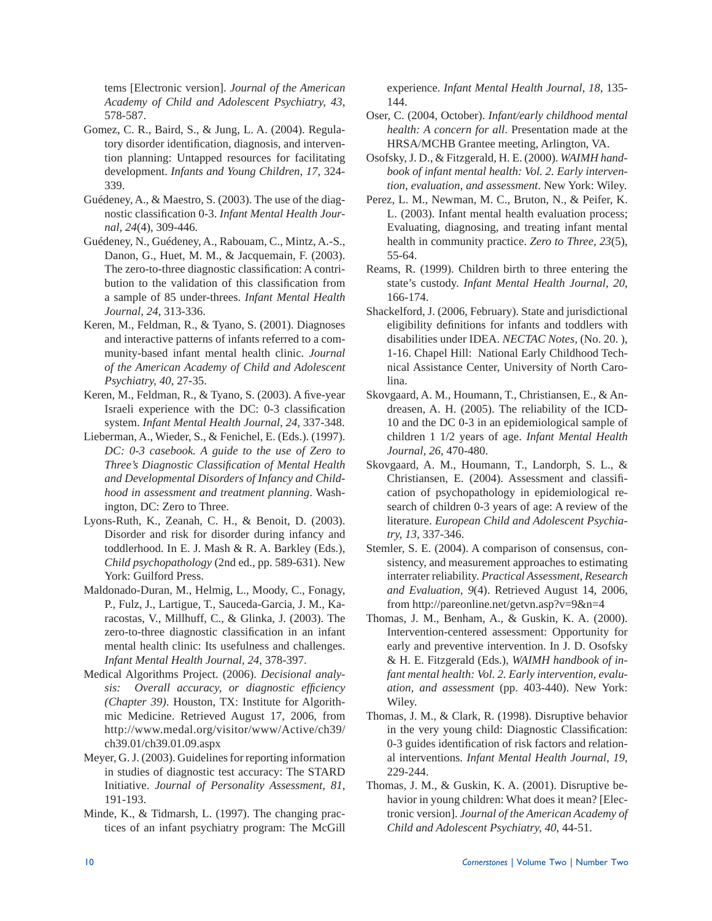tems [Electronic version]. *Journal of the American Academy of Child and Adolescent Psychiatry, 43*, 578-587.

Gomez, C. R., Baird, S., & Jung, L. A. (2004). Regulatory disorder identification, diagnosis, and intervention planning: Untapped resources for facilitating development. *Infants and Young Children, 17*, 324-339.

Guédeney, A., & Maestro, S. (2003). The use of the diagnostic classification 0-3. *Infant Mental Health Journal, 24*(4), 309-446.

Guédeney, N., Guédeney, A., Rabouam, C., Mintz, A.-S., Danon, G., Huet, M. M., & Jacquemain, F. (2003). The zero-to-three diagnostic classification: A contribution to the validation of this classification from a sample of 85 under-threes. *Infant Mental Health Journal, 24*, 313-336.

Keren, M., Feldman, R., & Tyano, S. (2001). Diagnoses and interactive patterns of infants referred to a community-based infant mental health clinic. *Journal of the American Academy of Child and Adolescent Psychiatry, 40*, 27-35.

Keren, M., Feldman, R., & Tyano, S. (2003). A five-year Israeli experience with the DC: 0-3 classification system. *Infant Mental Health Journal, 24*, 337-348.

Lieberman, A., Wieder, S., & Fenichel, E. (Eds.). (1997). *DC: 0-3 casebook. A guide to the use of Zero to Three's Diagnostic Classification of Mental Health and Developmental Disorders of Infancy and Childhood in assessment and treatment planning*. Washington, DC: Zero to Three.

Lyons-Ruth, K., Zeanah, C. H., & Benoit, D. (2003). Disorder and risk for disorder during infancy and toddlerhood. In E. J. Mash & R. A. Barkley (Eds.), *Child psychopathology* (2nd ed., pp. 589-631). New York: Guilford Press.

Maldonado-Duran, M., Helmig, L., Moody, C., Fonagy, P., Fulz, J., Lartigue, T., Sauceda-Garcia, J. M., Karacostas, V., Millhuff, C., & Glinka, J. (2003). The zero-to-three diagnostic classification in an infant mental health clinic: Its usefulness and challenges. *Infant Mental Health Journal, 24*, 378-397.

Medical Algorithms Project. (2006). *Decisional analysis: Overall accuracy, or diagnostic efficiency (Chapter 39)*. Houston, TX: Institute for Algorithmic Medicine. Retrieved August 17, 2006, from http://www.medal.org/visitor/www/Active/ch39/ch39.01/ch39.01.09.aspx

Meyer, G. J. (2003). Guidelines for reporting information in studies of diagnostic test accuracy: The STARD Initiative. *Journal of Personality Assessment, 81*, 191-193.

Minde, K., & Tidmarsh, L. (1997). The changing practices of an infant psychiatry program: The McGill experience. *Infant Mental Health Journal, 18*, 135-144.

Oser, C. (2004, October). *Infant/early childhood mental health: A concern for all*. Presentation made at the HRSA/MCHB Grantee meeting, Arlington, VA.

Osofsky, J. D., & Fitzgerald, H. E. (2000). *WAIMH handbook of infant mental health: Vol. 2. Early intervention, evaluation, and assessment*. New York: Wiley.

Perez, L. M., Newman, M. C., Bruton, N., & Peifer, K. L. (2003). Infant mental health evaluation process; Evaluating, diagnosing, and treating infant mental health in community practice. *Zero to Three, 23*(5), 55-64.

Reams, R. (1999). Children birth to three entering the state's custody. *Infant Mental Health Journal, 20*, 166-174.

Shackelford, J. (2006, February). State and jurisdictional eligibility definitions for infants and toddlers with disabilities under IDEA. *NECTAC Notes*, (No. 20. ), 1-16. Chapel Hill: National Early Childhood Technical Assistance Center, University of North Carolina.

Skovgaard, A. M., Houmann, T., Christiansen, E., & Andreasen, A. H. (2005). The reliability of the ICD-10 and the DC 0-3 in an epidemiological sample of children 1 1/2 years of age. *Infant Mental Health Journal, 26*, 470-480.

Skovgaard, A. M., Houmann, T., Landorph, S. L., & Christiansen, E. (2004). Assessment and classification of psychopathology in epidemiological research of children 0-3 years of age: A review of the literature. *European Child and Adolescent Psychiatry, 13*, 337-346.

Stemler, S. E. (2004). A comparison of consensus, consistency, and measurement approaches to estimating interrater reliability. *Practical Assessment, Research and Evaluation, 9*(4). Retrieved August 14, 2006, from http://pareonline.net/getvn.asp?v=9&n=4

Thomas, J. M., Benham, A., & Guskin, K. A. (2000). Intervention-centered assessment: Opportunity for early and preventive intervention. In J. D. Osofsky & H. E. Fitzgerald (Eds.), *WAIMH handbook of infant mental health: Vol. 2. Early intervention, evaluation, and assessment* (pp. 403-440). New York: Wiley.

Thomas, J. M., & Clark, R. (1998). Disruptive behavior in the very young child: Diagnostic Classification: 0-3 guides identification of risk factors and relational interventions. *Infant Mental Health Journal, 19*, 229-244.

Thomas, J. M., & Guskin, K. A. (2001). Disruptive behavior in young children: What does it mean? [Electronic version]. *Journal of the American Academy of Child and Adolescent Psychiatry, 40*, 44-51.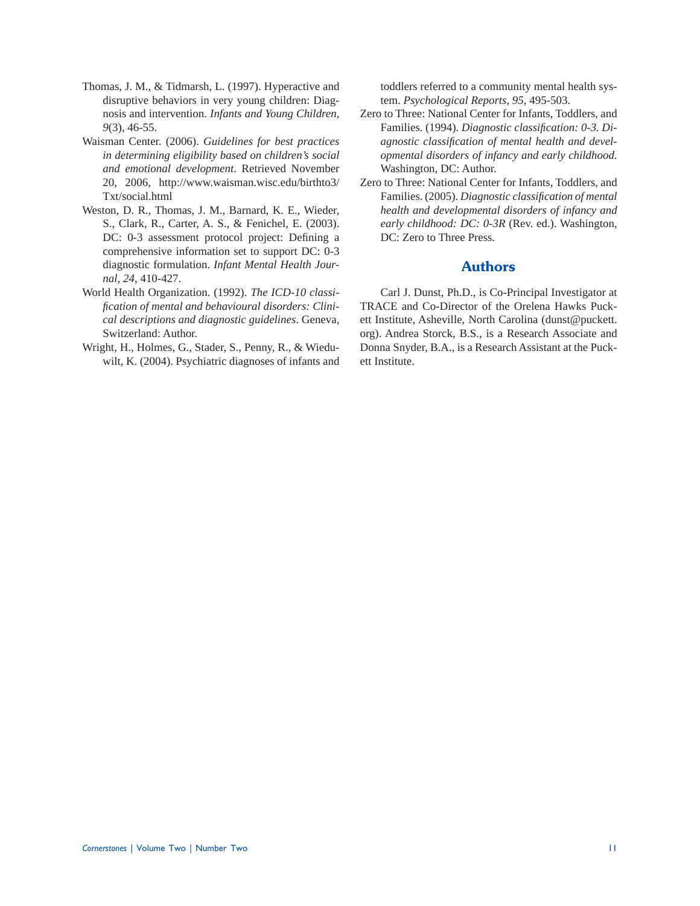Thomas, J. M., & Tidmarsh, L. (1997). Hyperactive and disruptive behaviors in very young children: Diagnosis and intervention. *Infants and Young Children, 9*(3), 46-55.

Waisman Center. (2006). *Guidelines for best practices in determining eligibility based on children's social and emotional development*. Retrieved November 20, 2006, http://www.waisman.wisc.edu/birthto3/Txt/social.html

Weston, D. R., Thomas, J. M., Barnard, K. E., Wieder, S., Clark, R., Carter, A. S., & Fenichel, E. (2003). DC: 0-3 assessment protocol project: Defining a comprehensive information set to support DC: 0-3 diagnostic formulation. *Infant Mental Health Journal, 24*, 410-427.

World Health Organization. (1992). *The ICD-10 classification of mental and behavioural disorders: Clinical descriptions and diagnostic guidelines*. Geneva, Switzerland: Author.

Wright, H., Holmes, G., Stader, S., Penny, R., & Wieduwilt, K. (2004). Psychiatric diagnoses of infants and toddlers referred to a community mental health system. *Psychological Reports, 95*, 495-503.

Zero to Three: National Center for Infants, Toddlers, and Families. (1994). *Diagnostic classification: 0-3. Diagnostic classification of mental health and developmental disorders of infancy and early childhood.* Washington, DC: Author.

Zero to Three: National Center for Infants, Toddlers, and Families. (2005). *Diagnostic classification of mental health and developmental disorders of infancy and early childhood: DC: 0-3R* (Rev. ed.). Washington, DC: Zero to Three Press.

## Authors

Carl J. Dunst, Ph.D., is Co-Principal Investigator at TRACE and Co-Director of the Orelena Hawks Puckett Institute, Asheville, North Carolina (dunst@puckett.org). Andrea Storck, B.S., is a Research Associate and Donna Snyder, B.A., is a Research Assistant at the Puckett Institute.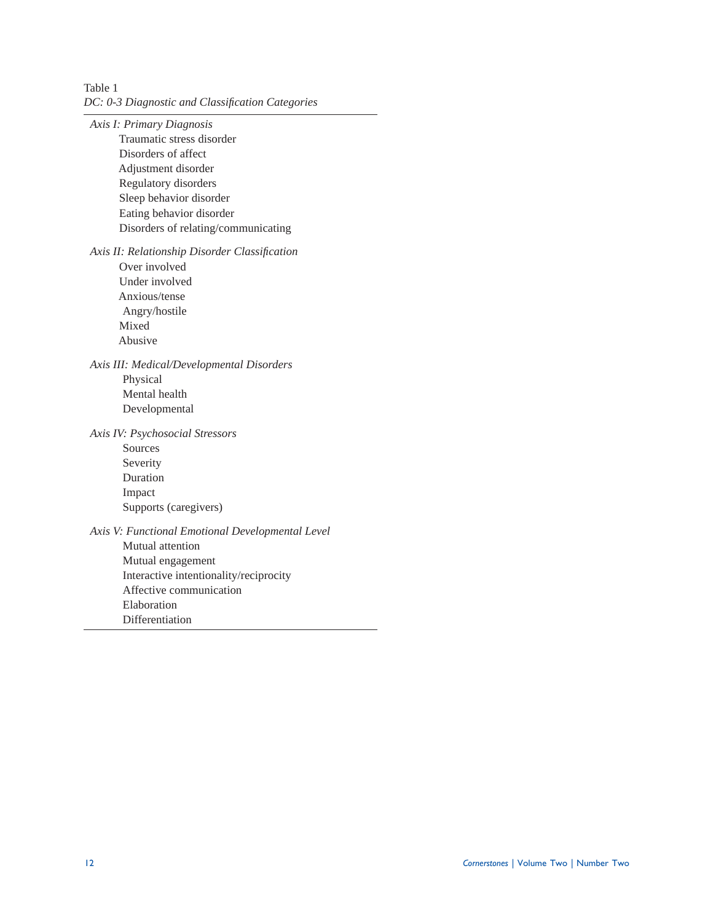Table 1

*DC: 0-3 Diagnostic and Classification Categories*

*Axis I: Primary Diagnosis*

- Traumatic stress disorder
- Disorders of affect
- Adjustment disorder
- Regulatory disorders
- Sleep behavior disorder
- Eating behavior disorder
- Disorders of relating/communicating

*Axis II: Relationship Disorder Classification*

- Over involved
- Under involved
- Anxious/tense
- Angry/hostile
- Mixed
- Abusive

*Axis III: Medical/Developmental Disorders*

- Physical
- Mental health
- Developmental

*Axis IV: Psychosocial Stressors*

- Sources
- Severity
- Duration
- Impact
- Supports (caregivers)

*Axis V: Functional Emotional Developmental Level*

- Mutual attention
- Mutual engagement
- Interactive intentionality/reciprocity
- Affective communication
- Elaboration
- Differentiation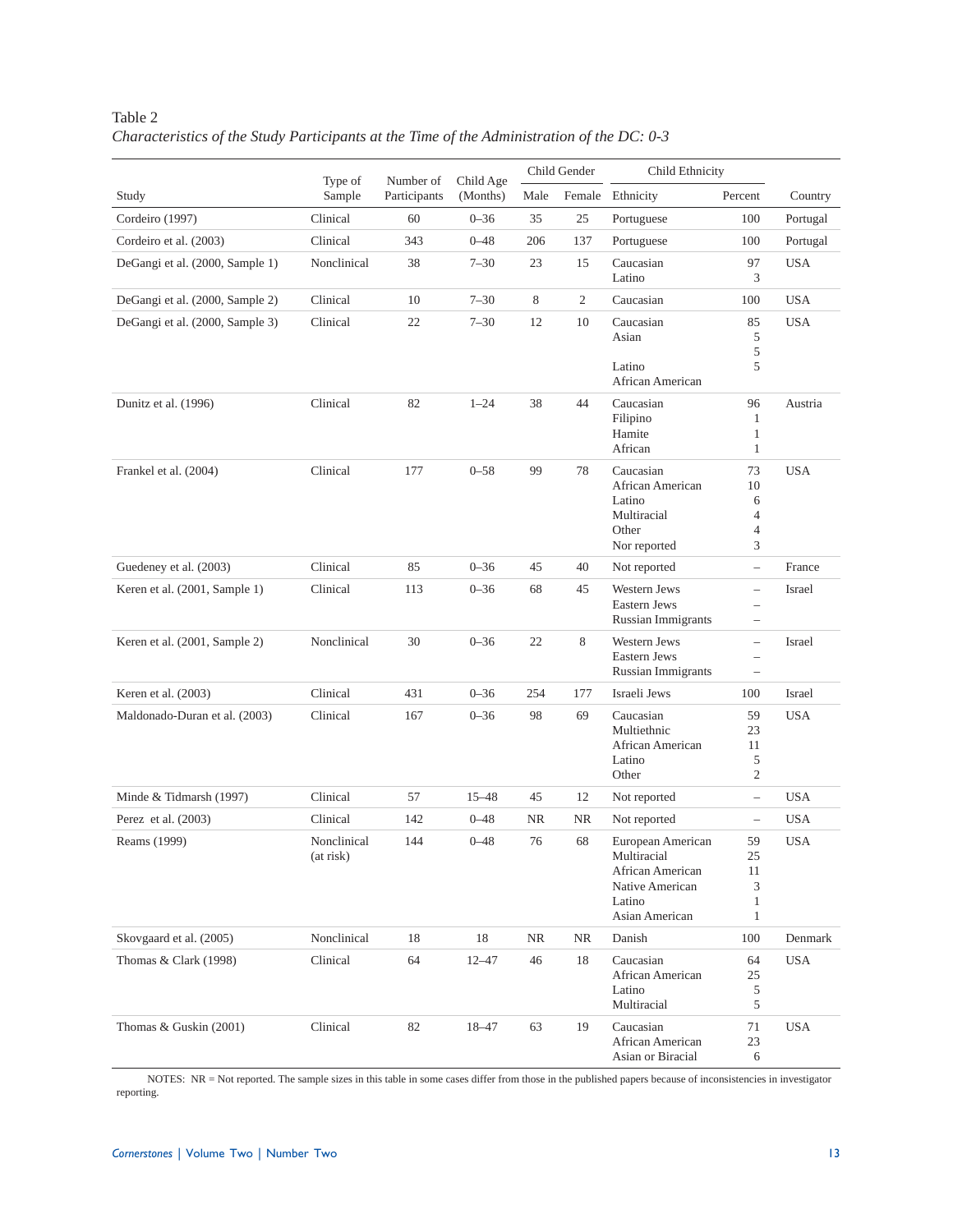Table 2
*Characteristics of the Study Participants at the Time of the Administration of the DC: 0-3*

| Study | Type of Sample | Number of Participants | Child Age (Months) | Child Gender | | Child Ethnicity | | Country |
|---|---|---|---|---|---|---|---|---|
| | | | | Male | Female | Ethnicity | Percent | |
| Cordeiro (1997) | Clinical | 60 | 0–36 | 35 | 25 | Portuguese | 100 | Portugal |
| Cordeiro et al. (2003) | Clinical | 343 | 0–48 | 206 | 137 | Portuguese | 100 | Portugal |
| DeGangi et al. (2000, Sample 1) | Nonclinical | 38 | 7–30 | 23 | 15 | Caucasian<br>Latino | 97<br>3 | USA |
| DeGangi et al. (2000, Sample 2) | Clinical | 10 | 7–30 | 8 | 2 | Caucasian | 100 | USA |
| DeGangi et al. (2000, Sample 3) | Clinical | 22 | 7–30 | 12 | 10 | Caucasian<br>Asian<br><br>Latino<br>African American | 85<br>5<br>5<br>5 | USA |
| Dunitz et al. (1996) | Clinical | 82 | 1–24 | 38 | 44 | Caucasian<br>Filipino<br>Hamite<br>African | 96<br>1<br>1<br>1 | Austria |
| Frankel et al. (2004) | Clinical | 177 | 0–58 | 99 | 78 | Caucasian<br>African American<br>Latino<br>Multiracial<br>Other<br>Nor reported | 73<br>10<br>6<br>4<br>4<br>3 | USA |
| Guedeney et al. (2003) | Clinical | 85 | 0–36 | 45 | 40 | Not reported | – | France |
| Keren et al. (2001, Sample 1) | Clinical | 113 | 0–36 | 68 | 45 | Western Jews<br>Eastern Jews<br>Russian Immigrants | –<br>–<br>– | Israel |
| Keren et al. (2001, Sample 2) | Nonclinical | 30 | 0–36 | 22 | 8 | Western Jews<br>Eastern Jews<br>Russian Immigrants | –<br>–<br>– | Israel |
| Keren et al. (2003) | Clinical | 431 | 0–36 | 254 | 177 | Israeli Jews | 100 | Israel |
| Maldonado-Duran et al. (2003) | Clinical | 167 | 0–36 | 98 | 69 | Caucasian<br>Multiethnic<br>African American<br>Latino<br>Other | 59<br>23<br>11<br>5<br>2 | USA |
| Minde & Tidmarsh (1997) | Clinical | 57 | 15–48 | 45 | 12 | Not reported | – | USA |
| Perez et al. (2003) | Clinical | 142 | 0–48 | NR | NR | Not reported | – | USA |
| Reams (1999) | Nonclinical (at risk) | 144 | 0–48 | 76 | 68 | European American<br>Multiracial<br>African American<br>Native American<br>Latino<br>Asian American | 59<br>25<br>11<br>3<br>1<br>1 | USA |
| Skovgaard et al. (2005) | Nonclinical | 18 | 18 | NR | NR | Danish | 100 | Denmark |
| Thomas & Clark (1998) | Clinical | 64 | 12–47 | 46 | 18 | Caucasian<br>African American<br>Latino<br>Multiracial | 64<br>25<br>5<br>5 | USA |
| Thomas & Guskin (2001) | Clinical | 82 | 18–47 | 63 | 19 | Caucasian<br>African American<br>Asian or Biracial | 71<br>23<br>6 | USA |

NOTES: NR = Not reported. The sample sizes in this table in some cases differ from those in the published papers because of inconsistencies in investigator reporting.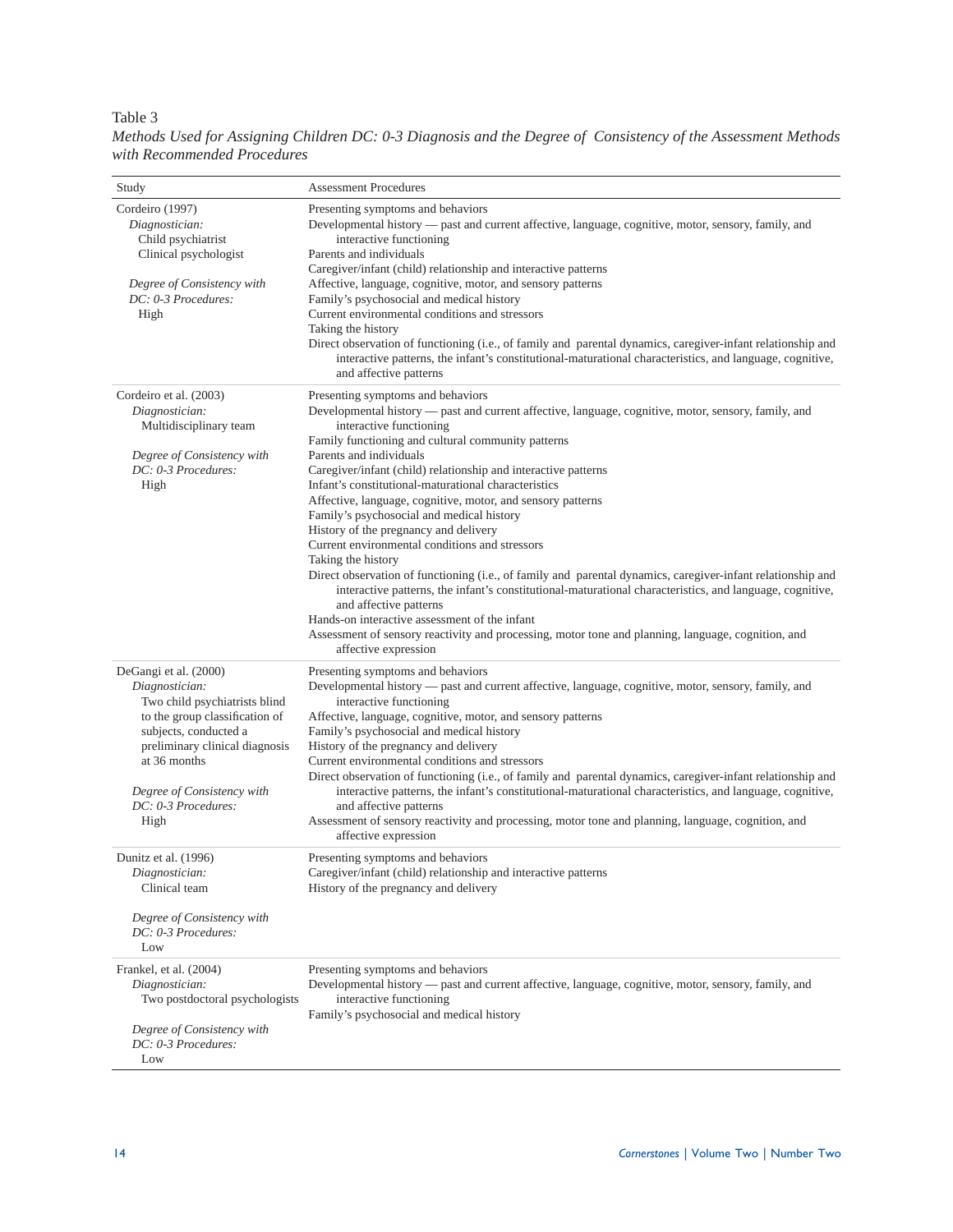Table 3

*Methods Used for Assigning Children DC: 0-3 Diagnosis and the Degree of Consistency of the Assessment Methods with Recommended Procedures*

| Study | Assessment Procedures |
|---|---|
| Cordeiro (1997)<br>*Diagnostician:*<br>Child psychiatrist<br>Clinical psychologist<br><br>*Degree of Consistency with DC: 0-3 Procedures:*<br>High | Presenting symptoms and behaviors<br>Developmental history — past and current affective, language, cognitive, motor, sensory, family, and interactive functioning<br>Parents and individuals<br>Caregiver/infant (child) relationship and interactive patterns<br>Affective, language, cognitive, motor, and sensory patterns<br>Family's psychosocial and medical history<br>Current environmental conditions and stressors<br>Taking the history<br>Direct observation of functioning (i.e., of family and parental dynamics, caregiver-infant relationship and interactive patterns, the infant's constitutional-maturational characteristics, and language, cognitive, and affective patterns |
| Cordeiro et al. (2003)<br>*Diagnostician:*<br>Multidisciplinary team<br><br>*Degree of Consistency with DC: 0-3 Procedures:*<br>High | Presenting symptoms and behaviors<br>Developmental history — past and current affective, language, cognitive, motor, sensory, family, and interactive functioning<br>Family functioning and cultural community patterns<br>Parents and individuals<br>Caregiver/infant (child) relationship and interactive patterns<br>Infant's constitutional-maturational characteristics<br>Affective, language, cognitive, motor, and sensory patterns<br>Family's psychosocial and medical history<br>History of the pregnancy and delivery<br>Current environmental conditions and stressors<br>Taking the history<br>Direct observation of functioning (i.e., of family and parental dynamics, caregiver-infant relationship and interactive patterns, the infant's constitutional-maturational characteristics, and language, cognitive, and affective patterns<br>Hands-on interactive assessment of the infant<br>Assessment of sensory reactivity and processing, motor tone and planning, language, cognition, and affective expression |
| DeGangi et al. (2000)<br>*Diagnostician:*<br>Two child psychiatrists blind to the group classification of subjects, conducted a preliminary clinical diagnosis at 36 months<br><br>*Degree of Consistency with DC: 0-3 Procedures:*<br>High | Presenting symptoms and behaviors<br>Developmental history — past and current affective, language, cognitive, motor, sensory, family, and interactive functioning<br>Affective, language, cognitive, motor, and sensory patterns<br>Family's psychosocial and medical history<br>History of the pregnancy and delivery<br>Current environmental conditions and stressors<br>Direct observation of functioning (i.e., of family and parental dynamics, caregiver-infant relationship and interactive patterns, the infant's constitutional-maturational characteristics, and language, cognitive, and affective patterns<br>Assessment of sensory reactivity and processing, motor tone and planning, language, cognition, and affective expression |
| Dunitz et al. (1996)<br>*Diagnostician:*<br>Clinical team<br><br>*Degree of Consistency with DC: 0-3 Procedures:*<br>Low | Presenting symptoms and behaviors<br>Caregiver/infant (child) relationship and interactive patterns<br>History of the pregnancy and delivery |
| Frankel, et al. (2004)<br>*Diagnostician:*<br>Two postdoctoral psychologists<br><br>*Degree of Consistency with DC: 0-3 Procedures:*<br>Low | Presenting symptoms and behaviors<br>Developmental history — past and current affective, language, cognitive, motor, sensory, family, and interactive functioning<br>Family's psychosocial and medical history |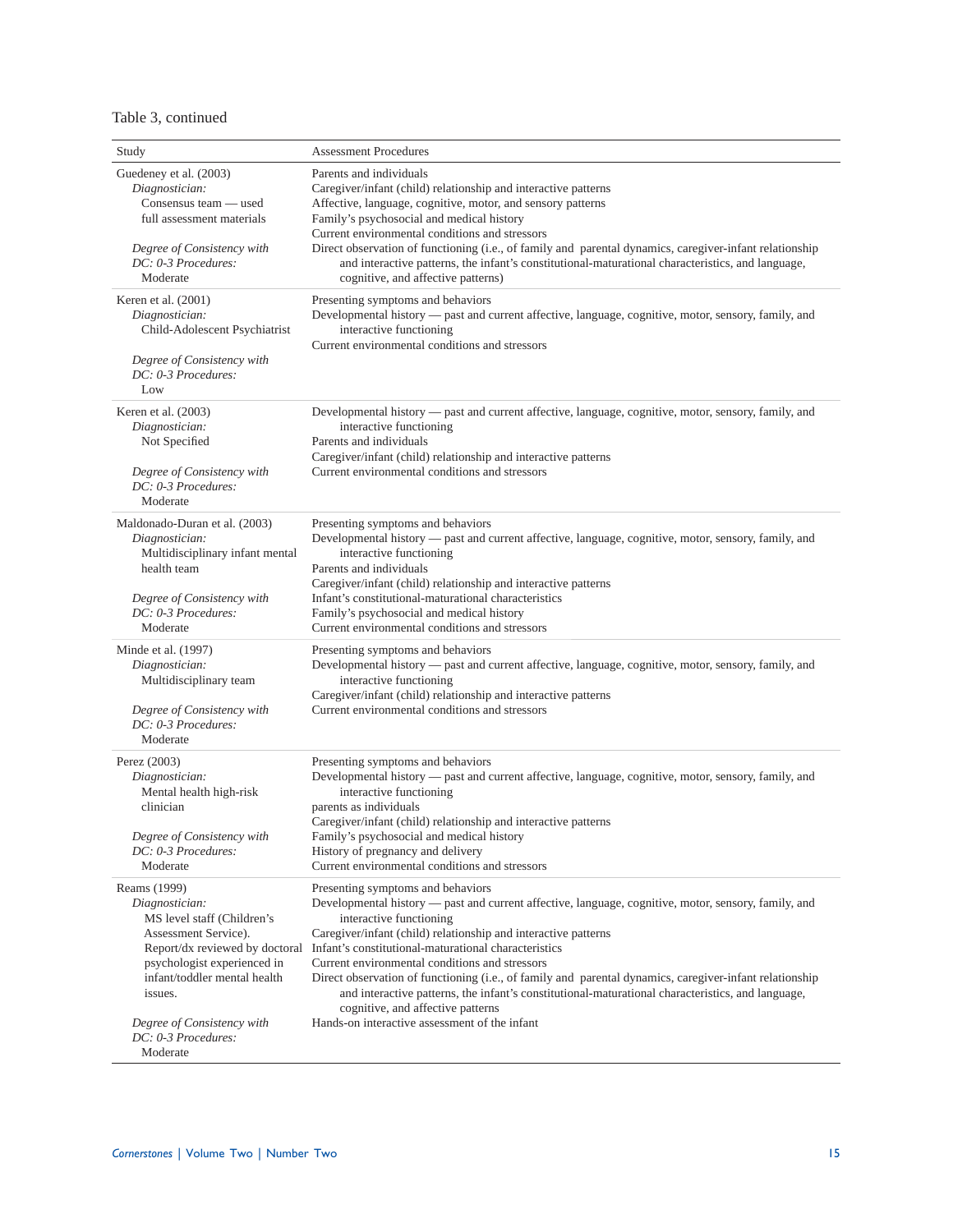Table 3, continued

| Study | Assessment Procedures |
|---|---|
| Guedeney et al. (2003)<br>*Diagnostician:*<br>Consensus team — used full assessment materials<br><br>*Degree of Consistency with DC: 0-3 Procedures:*<br>Moderate | Parents and individuals<br>Caregiver/infant (child) relationship and interactive patterns<br>Affective, language, cognitive, motor, and sensory patterns<br>Family's psychosocial and medical history<br>Current environmental conditions and stressors<br>Direct observation of functioning (i.e., of family and parental dynamics, caregiver-infant relationship and interactive patterns, the infant's constitutional-maturational characteristics, and language, cognitive, and affective patterns) |
| Keren et al. (2001)<br>*Diagnostician:*<br>Child-Adolescent Psychiatrist<br><br>*Degree of Consistency with DC: 0-3 Procedures:*<br>Low | Presenting symptoms and behaviors<br>Developmental history — past and current affective, language, cognitive, motor, sensory, family, and interactive functioning<br>Current environmental conditions and stressors |
| Keren et al. (2003)<br>*Diagnostician:*<br>Not Specified<br><br>*Degree of Consistency with DC: 0-3 Procedures:*<br>Moderate | Developmental history — past and current affective, language, cognitive, motor, sensory, family, and interactive functioning<br>Parents and individuals<br>Caregiver/infant (child) relationship and interactive patterns<br>Current environmental conditions and stressors |
| Maldonado-Duran et al. (2003)<br>*Diagnostician:*<br>Multidisciplinary infant mental health team<br><br>*Degree of Consistency with DC: 0-3 Procedures:*<br>Moderate | Presenting symptoms and behaviors<br>Developmental history — past and current affective, language, cognitive, motor, sensory, family, and interactive functioning<br>Parents and individuals<br>Caregiver/infant (child) relationship and interactive patterns<br>Infant's constitutional-maturational characteristics<br>Family's psychosocial and medical history<br>Current environmental conditions and stressors |
| Minde et al. (1997)<br>*Diagnostician:*<br>Multidisciplinary team<br><br>*Degree of Consistency with DC: 0-3 Procedures:*<br>Moderate | Presenting symptoms and behaviors<br>Developmental history — past and current affective, language, cognitive, motor, sensory, family, and interactive functioning<br>Caregiver/infant (child) relationship and interactive patterns<br>Current environmental conditions and stressors |
| Perez (2003)<br>*Diagnostician:*<br>Mental health high-risk clinician<br><br>*Degree of Consistency with DC: 0-3 Procedures:*<br>Moderate | Presenting symptoms and behaviors<br>Developmental history — past and current affective, language, cognitive, motor, sensory, family, and interactive functioning<br>parents as individuals<br>Caregiver/infant (child) relationship and interactive patterns<br>Family's psychosocial and medical history<br>History of pregnancy and delivery<br>Current environmental conditions and stressors |
| Reams (1999)<br>*Diagnostician:*<br>MS level staff (Children's Assessment Service). Report/dx reviewed by doctoral psychologist experienced in infant/toddler mental health issues.<br><br>*Degree of Consistency with DC: 0-3 Procedures:*<br>Moderate | Presenting symptoms and behaviors<br>Developmental history — past and current affective, language, cognitive, motor, sensory, family, and interactive functioning<br>Caregiver/infant (child) relationship and interactive patterns<br>Infant's constitutional-maturational characteristics<br>Current environmental conditions and stressors<br>Direct observation of functioning (i.e., of family and parental dynamics, caregiver-infant relationship and interactive patterns, the infant's constitutional-maturational characteristics, and language, cognitive, and affective patterns<br>Hands-on interactive assessment of the infant |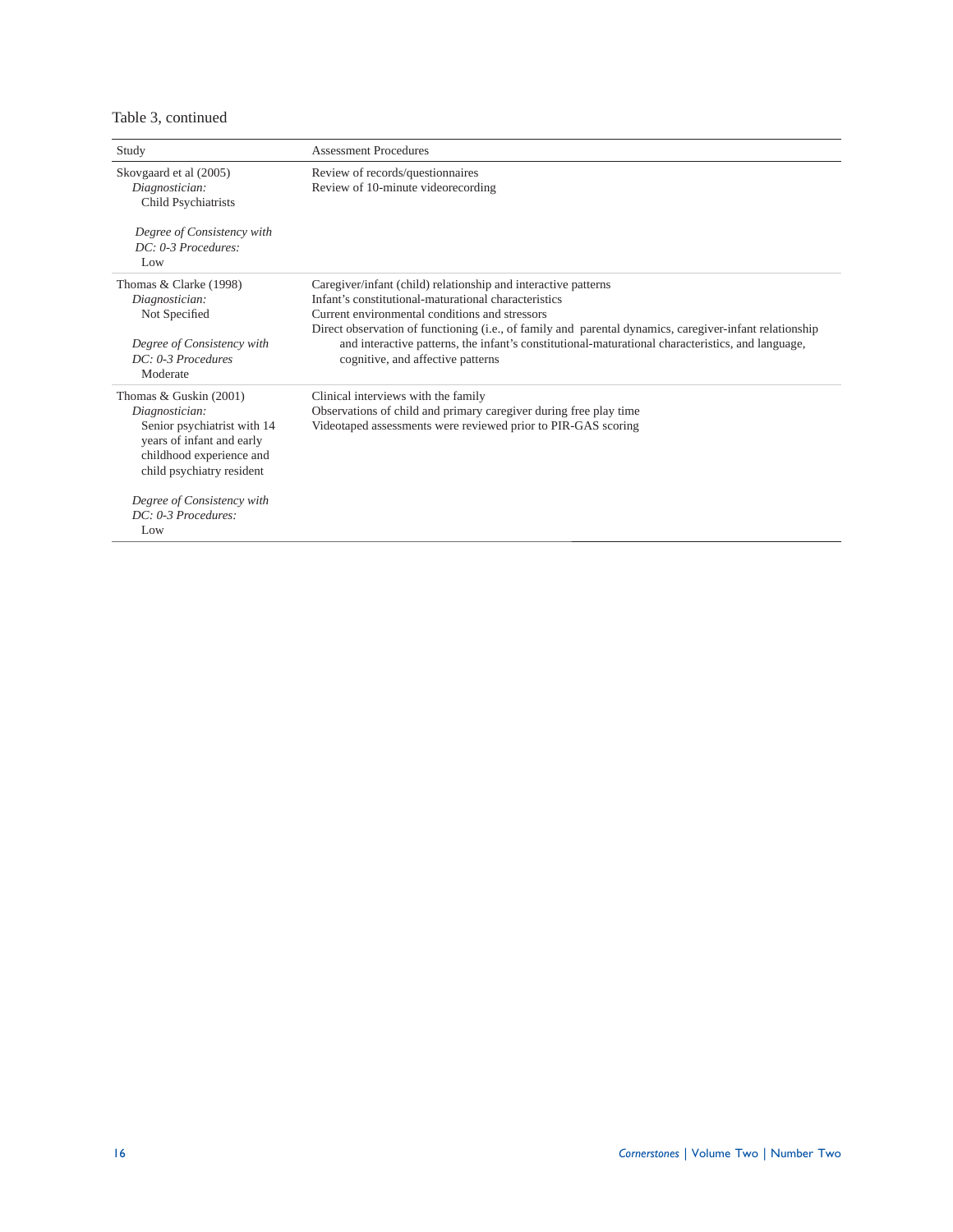Table 3, continued

| Study | Assessment Procedures |
|---|---|
| Skovgaard et al (2005)<br>*Diagnostician:*<br>Child Psychiatrists<br><br>*Degree of Consistency with DC: 0-3 Procedures:*<br>Low | Review of records/questionnaires<br>Review of 10-minute videorecording |
| Thomas & Clarke (1998)<br>*Diagnostician:*<br>Not Specified<br><br>*Degree of Consistency with DC: 0-3 Procedures*<br>Moderate | Caregiver/infant (child) relationship and interactive patterns<br>Infant's constitutional-maturational characteristics<br>Current environmental conditions and stressors<br>Direct observation of functioning (i.e., of family and parental dynamics, caregiver-infant relationship and interactive patterns, the infant's constitutional-maturational characteristics, and language, cognitive, and affective patterns |
| Thomas & Guskin (2001)<br>*Diagnostician:*<br>Senior psychiatrist with 14 years of infant and early childhood experience and child psychiatry resident<br><br>*Degree of Consistency with DC: 0-3 Procedures:*<br>Low | Clinical interviews with the family<br>Observations of child and primary caregiver during free play time<br>Videotaped assessments were reviewed prior to PIR-GAS scoring |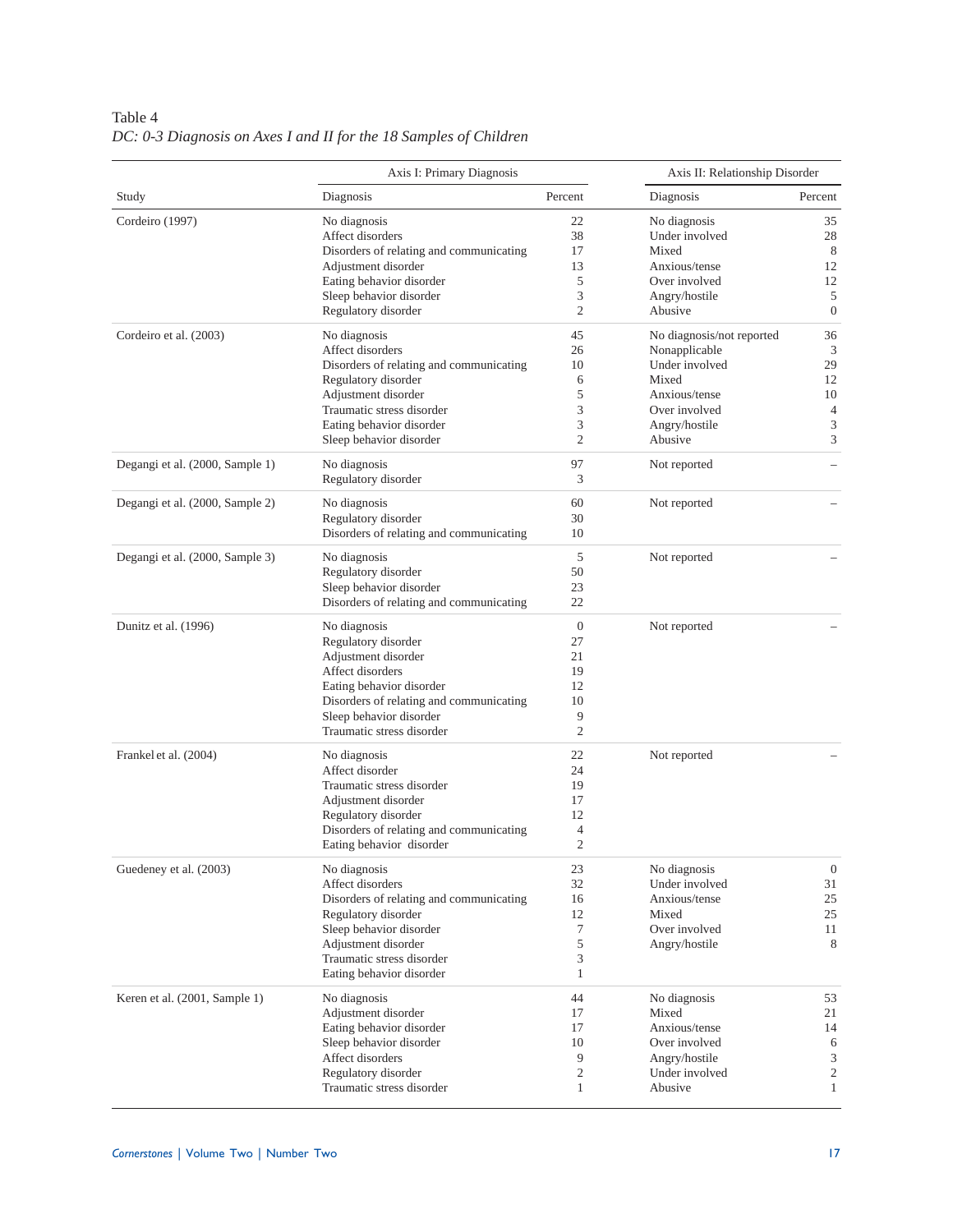Table 4

*DC: 0-3 Diagnosis on Axes I and II for the 18 Samples of Children*

| Study | Axis I: Primary Diagnosis | | Axis II: Relationship Disorder | |
|---|---|---|---|---|
| | Diagnosis | Percent | Diagnosis | Percent |
| Cordeiro (1997) | No diagnosis | 22 | No diagnosis | 35 |
| | Affect disorders | 38 | Under involved | 28 |
| | Disorders of relating and communicating | 17 | Mixed | 8 |
| | Adjustment disorder | 13 | Anxious/tense | 12 |
| | Eating behavior disorder | 5 | Over involved | 12 |
| | Sleep behavior disorder | 3 | Angry/hostile | 5 |
| | Regulatory disorder | 2 | Abusive | 0 |
| Cordeiro et al. (2003) | No diagnosis | 45 | No diagnosis/not reported | 36 |
| | Affect disorders | 26 | Nonapplicable | 3 |
| | Disorders of relating and communicating | 10 | Under involved | 29 |
| | Regulatory disorder | 6 | Mixed | 12 |
| | Adjustment disorder | 5 | Anxious/tense | 10 |
| | Traumatic stress disorder | 3 | Over involved | 4 |
| | Eating behavior disorder | 3 | Angry/hostile | 3 |
| | Sleep behavior disorder | 2 | Abusive | 3 |
| Degangi et al. (2000, Sample 1) | No diagnosis | 97 | Not reported | – |
| | Regulatory disorder | 3 | | |
| Degangi et al. (2000, Sample 2) | No diagnosis | 60 | Not reported | – |
| | Regulatory disorder | 30 | | |
| | Disorders of relating and communicating | 10 | | |
| Degangi et al. (2000, Sample 3) | No diagnosis | 5 | Not reported | – |
| | Regulatory disorder | 50 | | |
| | Sleep behavior disorder | 23 | | |
| | Disorders of relating and communicating | 22 | | |
| Dunitz et al. (1996) | No diagnosis | 0 | Not reported | – |
| | Regulatory disorder | 27 | | |
| | Adjustment disorder | 21 | | |
| | Affect disorders | 19 | | |
| | Eating behavior disorder | 12 | | |
| | Disorders of relating and communicating | 10 | | |
| | Sleep behavior disorder | 9 | | |
| | Traumatic stress disorder | 2 | | |
| Frankel et al. (2004) | No diagnosis | 22 | Not reported | – |
| | Affect disorder | 24 | | |
| | Traumatic stress disorder | 19 | | |
| | Adjustment disorder | 17 | | |
| | Regulatory disorder | 12 | | |
| | Disorders of relating and communicating | 4 | | |
| | Eating behavior disorder | 2 | | |
| Guedeney et al. (2003) | No diagnosis | 23 | No diagnosis | 0 |
| | Affect disorders | 32 | Under involved | 31 |
| | Disorders of relating and communicating | 16 | Anxious/tense | 25 |
| | Regulatory disorder | 12 | Mixed | 25 |
| | Sleep behavior disorder | 7 | Over involved | 11 |
| | Adjustment disorder | 5 | Angry/hostile | 8 |
| | Traumatic stress disorder | 3 | | |
| | Eating behavior disorder | 1 | | |
| Keren et al. (2001, Sample 1) | No diagnosis | 44 | No diagnosis | 53 |
| | Adjustment disorder | 17 | Mixed | 21 |
| | Eating behavior disorder | 17 | Anxious/tense | 14 |
| | Sleep behavior disorder | 10 | Over involved | 6 |
| | Affect disorders | 9 | Angry/hostile | 3 |
| | Regulatory disorder | 2 | Under involved | 2 |
| | Traumatic stress disorder | 1 | Abusive | 1 |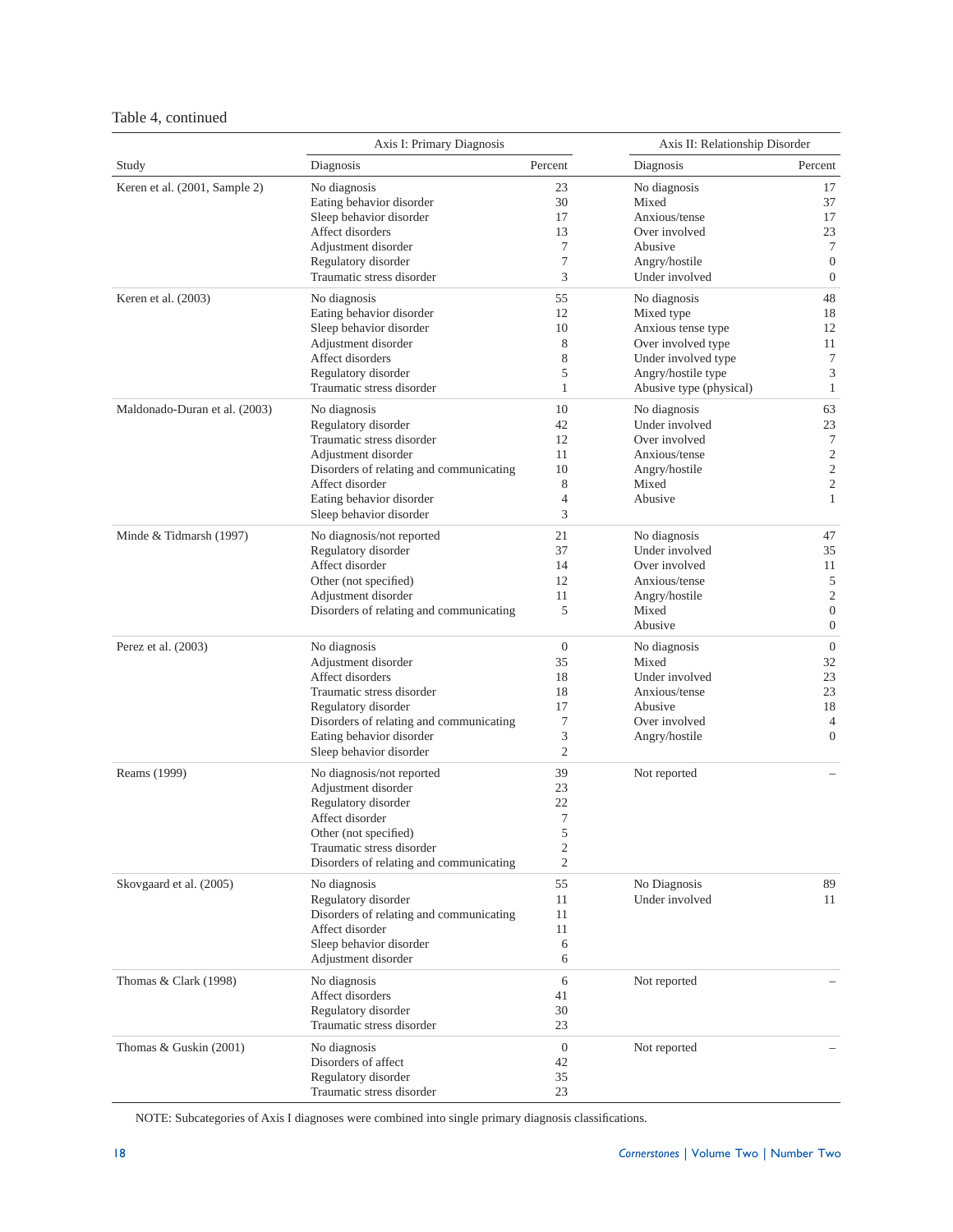Table 4, continued

| Study | Axis I: Primary Diagnosis | | Axis II: Relationship Disorder | |
|---|---|---|---|---|
| | Diagnosis | Percent | Diagnosis | Percent |
| Keren et al. (2001, Sample 2) | No diagnosis | 23 | No diagnosis | 17 |
| | Eating behavior disorder | 30 | Mixed | 37 |
| | Sleep behavior disorder | 17 | Anxious/tense | 17 |
| | Affect disorders | 13 | Over involved | 23 |
| | Adjustment disorder | 7 | Abusive | 7 |
| | Regulatory disorder | 7 | Angry/hostile | 0 |
| | Traumatic stress disorder | 3 | Under involved | 0 |
| Keren et al. (2003) | No diagnosis | 55 | No diagnosis | 48 |
| | Eating behavior disorder | 12 | Mixed type | 18 |
| | Sleep behavior disorder | 10 | Anxious tense type | 12 |
| | Adjustment disorder | 8 | Over involved type | 11 |
| | Affect disorders | 8 | Under involved type | 7 |
| | Regulatory disorder | 5 | Angry/hostile type | 3 |
| | Traumatic stress disorder | 1 | Abusive type (physical) | 1 |
| Maldonado-Duran et al. (2003) | No diagnosis | 10 | No diagnosis | 63 |
| | Regulatory disorder | 42 | Under involved | 23 |
| | Traumatic stress disorder | 12 | Over involved | 7 |
| | Adjustment disorder | 11 | Anxious/tense | 2 |
| | Disorders of relating and communicating | 10 | Angry/hostile | 2 |
| | Affect disorder | 8 | Mixed | 2 |
| | Eating behavior disorder | 4 | Abusive | 1 |
| | Sleep behavior disorder | 3 | | |
| Minde & Tidmarsh (1997) | No diagnosis/not reported | 21 | No diagnosis | 47 |
| | Regulatory disorder | 37 | Under involved | 35 |
| | Affect disorder | 14 | Over involved | 11 |
| | Other (not specified) | 12 | Anxious/tense | 5 |
| | Adjustment disorder | 11 | Angry/hostile | 2 |
| | Disorders of relating and communicating | 5 | Mixed | 0 |
| | | | Abusive | 0 |
| Perez et al. (2003) | No diagnosis | 0 | No diagnosis | 0 |
| | Adjustment disorder | 35 | Mixed | 32 |
| | Affect disorders | 18 | Under involved | 23 |
| | Traumatic stress disorder | 18 | Anxious/tense | 23 |
| | Regulatory disorder | 17 | Abusive | 18 |
| | Disorders of relating and communicating | 7 | Over involved | 4 |
| | Eating behavior disorder | 3 | Angry/hostile | 0 |
| | Sleep behavior disorder | 2 | | |
| Reams (1999) | No diagnosis/not reported | 39 | Not reported | – |
| | Adjustment disorder | 23 | | |
| | Regulatory disorder | 22 | | |
| | Affect disorder | 7 | | |
| | Other (not specified) | 5 | | |
| | Traumatic stress disorder | 2 | | |
| | Disorders of relating and communicating | 2 | | |
| Skovgaard et al. (2005) | No diagnosis | 55 | No Diagnosis | 89 |
| | Regulatory disorder | 11 | Under involved | 11 |
| | Disorders of relating and communicating | 11 | | |
| | Affect disorder | 11 | | |
| | Sleep behavior disorder | 6 | | |
| | Adjustment disorder | 6 | | |
| Thomas & Clark (1998) | No diagnosis | 6 | Not reported | – |
| | Affect disorders | 41 | | |
| | Regulatory disorder | 30 | | |
| | Traumatic stress disorder | 23 | | |
| Thomas & Guskin (2001) | No diagnosis | 0 | Not reported | – |
| | Disorders of affect | 42 | | |
| | Regulatory disorder | 35 | | |
| | Traumatic stress disorder | 23 | | |

NOTE: Subcategories of Axis I diagnoses were combined into single primary diagnosis classifications.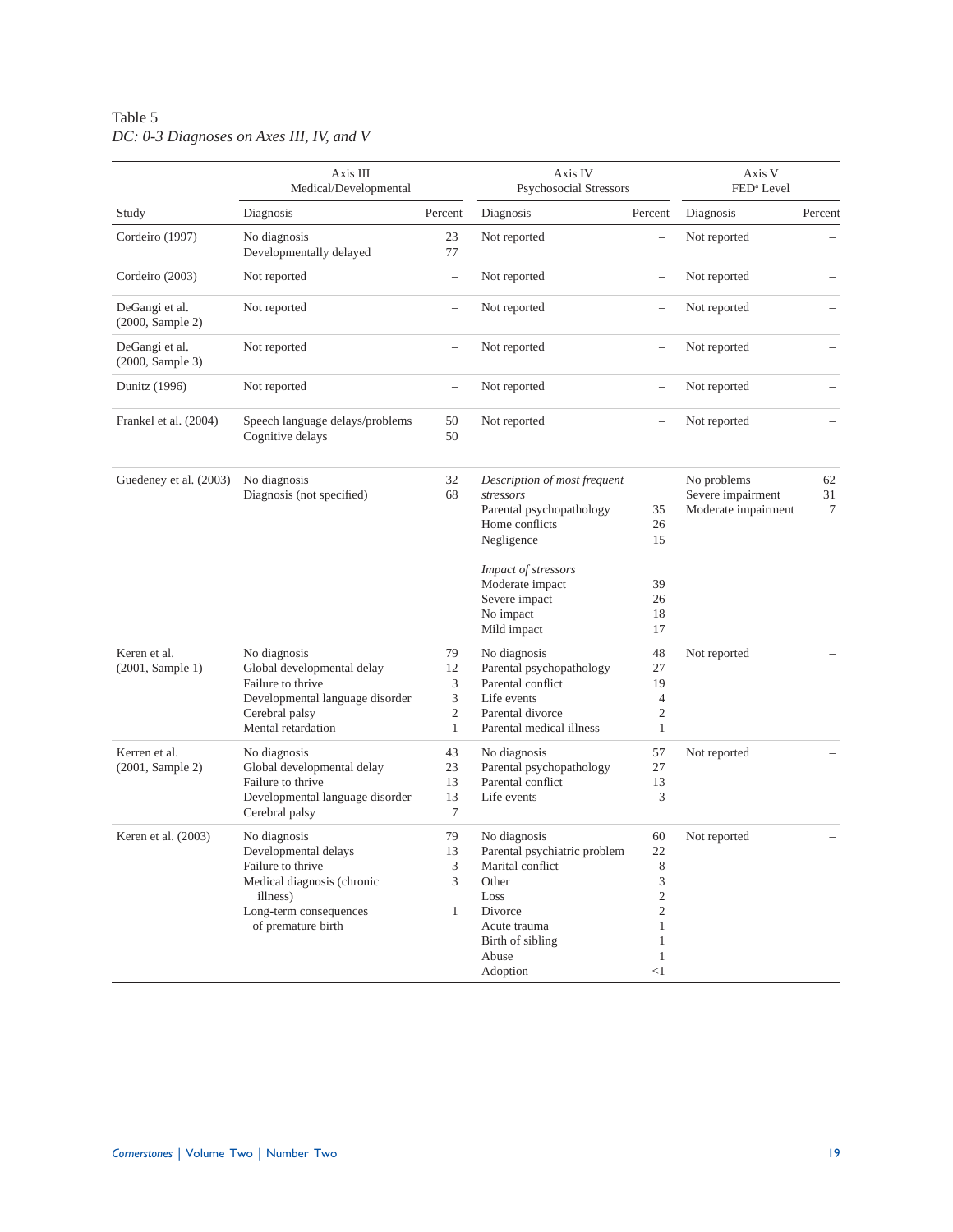Table 5

*DC: 0-3 Diagnoses on Axes III, IV, and V*

| | Axis III Medical/Developmental | | Axis IV Psychosocial Stressors | | Axis V FED[a] Level | |
|---|---|---|---|---|---|---|
| Study | Diagnosis | Percent | Diagnosis | Percent | Diagnosis | Percent |
| Cordeiro (1997) | No diagnosis<br>Developmentally delayed | 23<br>77 | Not reported | – | Not reported | – |
| Cordeiro (2003) | Not reported | – | Not reported | – | Not reported | – |
| DeGangi et al. (2000, Sample 2) | Not reported | – | Not reported | – | Not reported | – |
| DeGangi et al. (2000, Sample 3) | Not reported | – | Not reported | – | Not reported | – |
| Dunitz (1996) | Not reported | – | Not reported | – | Not reported | – |
| Frankel et al. (2004) | Speech language delays/problems<br>Cognitive delays | 50<br>50 | Not reported | – | Not reported | – |
| Guedeney et al. (2003) | No diagnosis<br>Diagnosis (not specified) | 32<br>68 | *Description of most frequent stressors*<br>Parental psychopathology<br>Home conflicts<br>Negligence<br><br>*Impact of stressors*<br>Moderate impact<br>Severe impact<br>No impact<br>Mild impact | <br><br>35<br>26<br>15<br><br><br>39<br>26<br>18<br>17 | No problems<br>Severe impairment<br>Moderate impairment | 62<br>31<br>7 |
| Keren et al. (2001, Sample 1) | No diagnosis<br>Global developmental delay<br>Failure to thrive<br>Developmental language disorder<br>Cerebral palsy<br>Mental retardation | 79<br>12<br>3<br>3<br>2<br>1 | No diagnosis<br>Parental psychopathology<br>Parental conflict<br>Life events<br>Parental divorce<br>Parental medical illness | 48<br>27<br>19<br>4<br>2<br>1 | Not reported | – |
| Kerren et al. (2001, Sample 2) | No diagnosis<br>Global developmental delay<br>Failure to thrive<br>Developmental language disorder<br>Cerebral palsy | 43<br>23<br>13<br>13<br>7 | No diagnosis<br>Parental psychopathology<br>Parental conflict<br>Life events | 57<br>27<br>13<br>3 | Not reported | – |
| Keren et al. (2003) | No diagnosis<br>Developmental delays<br>Failure to thrive<br>Medical diagnosis (chronic illness)<br>Long-term consequences of premature birth | 79<br>13<br>3<br>3<br><br>1 | No diagnosis<br>Parental psychiatric problem<br>Marital conflict<br>Other<br>Loss<br>Divorce<br>Acute trauma<br>Birth of sibling<br>Abuse<br>Adoption | 60<br>22<br>8<br>3<br>2<br>2<br>1<br>1<br>1<br><1 | Not reported | – |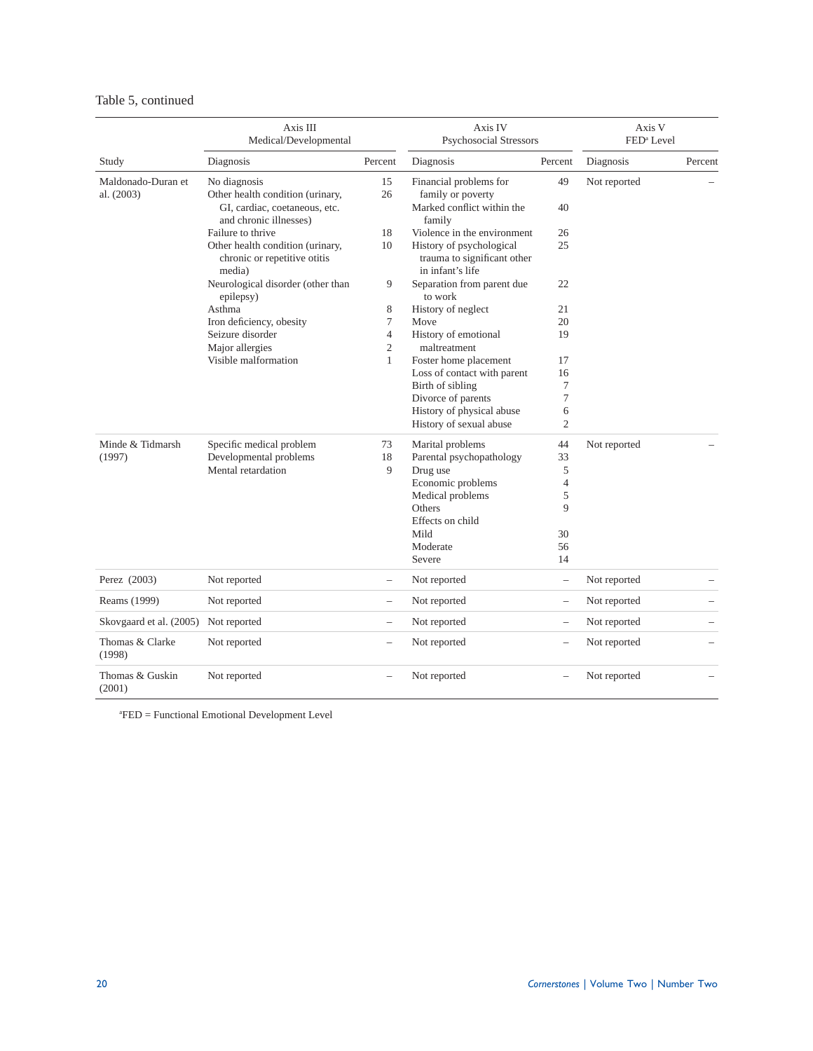Table 5, continued

| Study | Axis III Medical/Developmental | | Axis IV Psychosocial Stressors | | Axis V FED[a] Level | |
|---|---|---|---|---|---|---|
| | Diagnosis | Percent | Diagnosis | Percent | Diagnosis | Percent |
| Maldonado-Duran et al. (2003) | No diagnosis | 15 | Financial problems for family or poverty | 49 | Not reported | – |
| | Other health condition (urinary, GI, cardiac, coetaneous, etc. and chronic illnesses) | 26 | Marked conflict within the family | 40 | | |
| | Failure to thrive | 18 | Violence in the environment | 26 | | |
| | Other health condition (urinary, chronic or repetitive otitis media) | 10 | History of psychological trauma to significant other in infant's life | 25 | | |
| | Neurological disorder (other than epilepsy) | 9 | Separation from parent due to work | 22 | | |
| | Asthma | 8 | History of neglect | 21 | | |
| | Iron deficiency, obesity | 7 | Move | 20 | | |
| | Seizure disorder | 4 | History of emotional maltreatment | 19 | | |
| | Major allergies | 2 | Foster home placement | 17 | | |
| | Visible malformation | 1 | Loss of contact with parent | 16 | | |
| | | | Birth of sibling | 7 | | |
| | | | Divorce of parents | 7 | | |
| | | | History of physical abuse | 6 | | |
| | | | History of sexual abuse | 2 | | |
| Minde & Tidmarsh (1997) | Specific medical problem | 73 | Marital problems | 44 | Not reported | – |
| | Developmental problems | 18 | Parental psychopathology | 33 | | |
| | Mental retardation | 9 | Drug use | 5 | | |
| | | | Economic problems | 4 | | |
| | | | Medical problems | 5 | | |
| | | | Others | 9 | | |
| | | | Effects on child | | | |
| | | | Mild | 30 | | |
| | | | Moderate | 56 | | |
| | | | Severe | 14 | | |
| Perez (2003) | Not reported | – | Not reported | – | Not reported | – |
| Reams (1999) | Not reported | – | Not reported | – | Not reported | – |
| Skovgaard et al. (2005) | Not reported | – | Not reported | – | Not reported | – |
| Thomas & Clarke (1998) | Not reported | – | Not reported | – | Not reported | – |
| Thomas & Guskin (2001) | Not reported | – | Not reported | – | Not reported | – |

[a]FED = Functional Emotional Development Level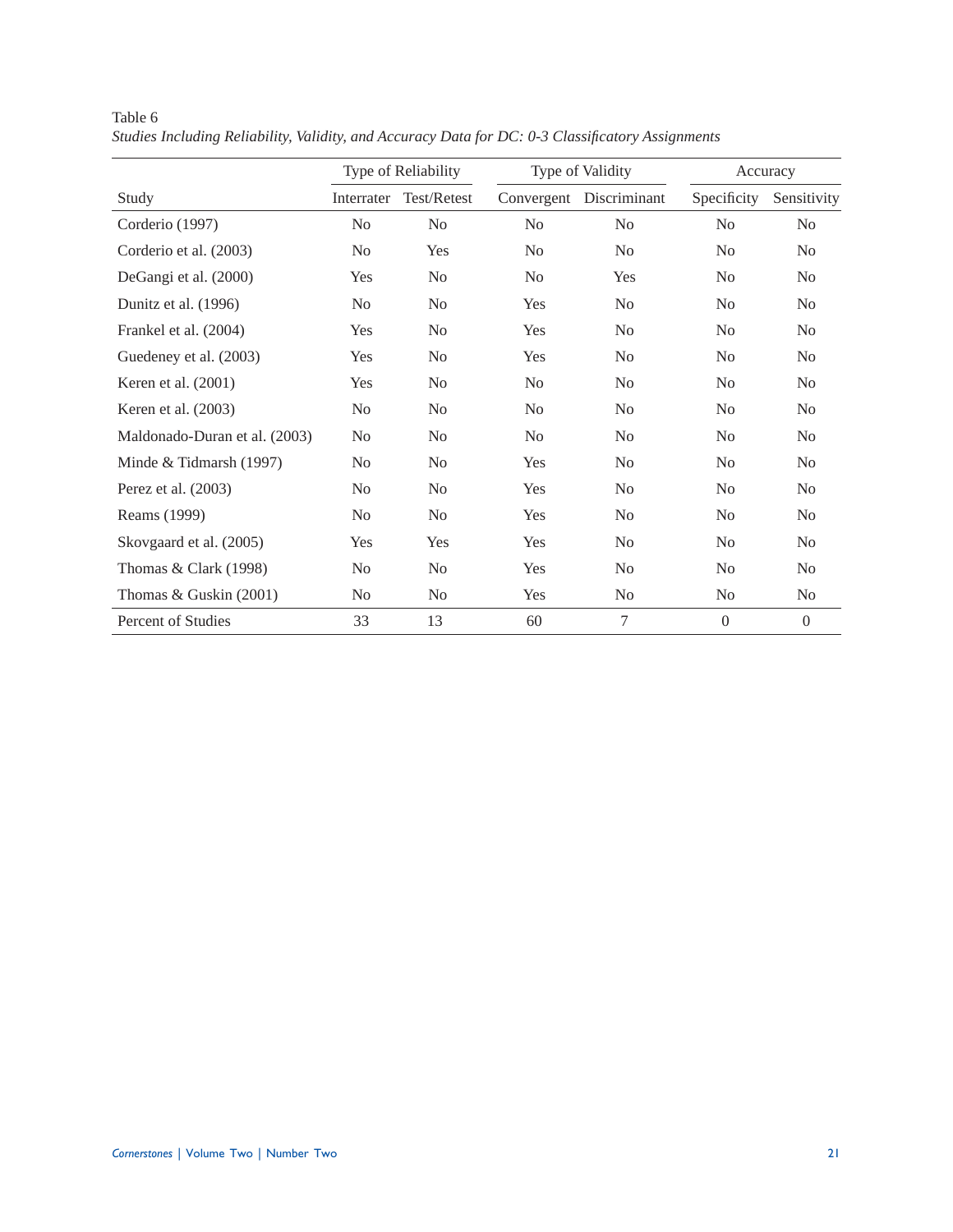Table 6

*Studies Including Reliability, Validity, and Accuracy Data for DC: 0-3 Classificatory Assignments*

| | Type of Reliability | | Type of Validity | | Accuracy | |
|---|---|---|---|---|---|---|
| Study | Interrater | Test/Retest | Convergent | Discriminant | Specificity | Sensitivity |
| Corderio (1997) | No | No | No | No | No | No |
| Corderio et al. (2003) | No | Yes | No | No | No | No |
| DeGangi et al. (2000) | Yes | No | No | Yes | No | No |
| Dunitz et al. (1996) | No | No | Yes | No | No | No |
| Frankel et al. (2004) | Yes | No | Yes | No | No | No |
| Guedeney et al. (2003) | Yes | No | Yes | No | No | No |
| Keren et al. (2001) | Yes | No | No | No | No | No |
| Keren et al. (2003) | No | No | No | No | No | No |
| Maldonado-Duran et al. (2003) | No | No | No | No | No | No |
| Minde & Tidmarsh (1997) | No | No | Yes | No | No | No |
| Perez et al. (2003) | No | No | Yes | No | No | No |
| Reams (1999) | No | No | Yes | No | No | No |
| Skovgaard et al. (2005) | Yes | Yes | Yes | No | No | No |
| Thomas & Clark (1998) | No | No | Yes | No | No | No |
| Thomas & Guskin (2001) | No | No | Yes | No | No | No |
| Percent of Studies | 33 | 13 | 60 | 7 | 0 | 0 |